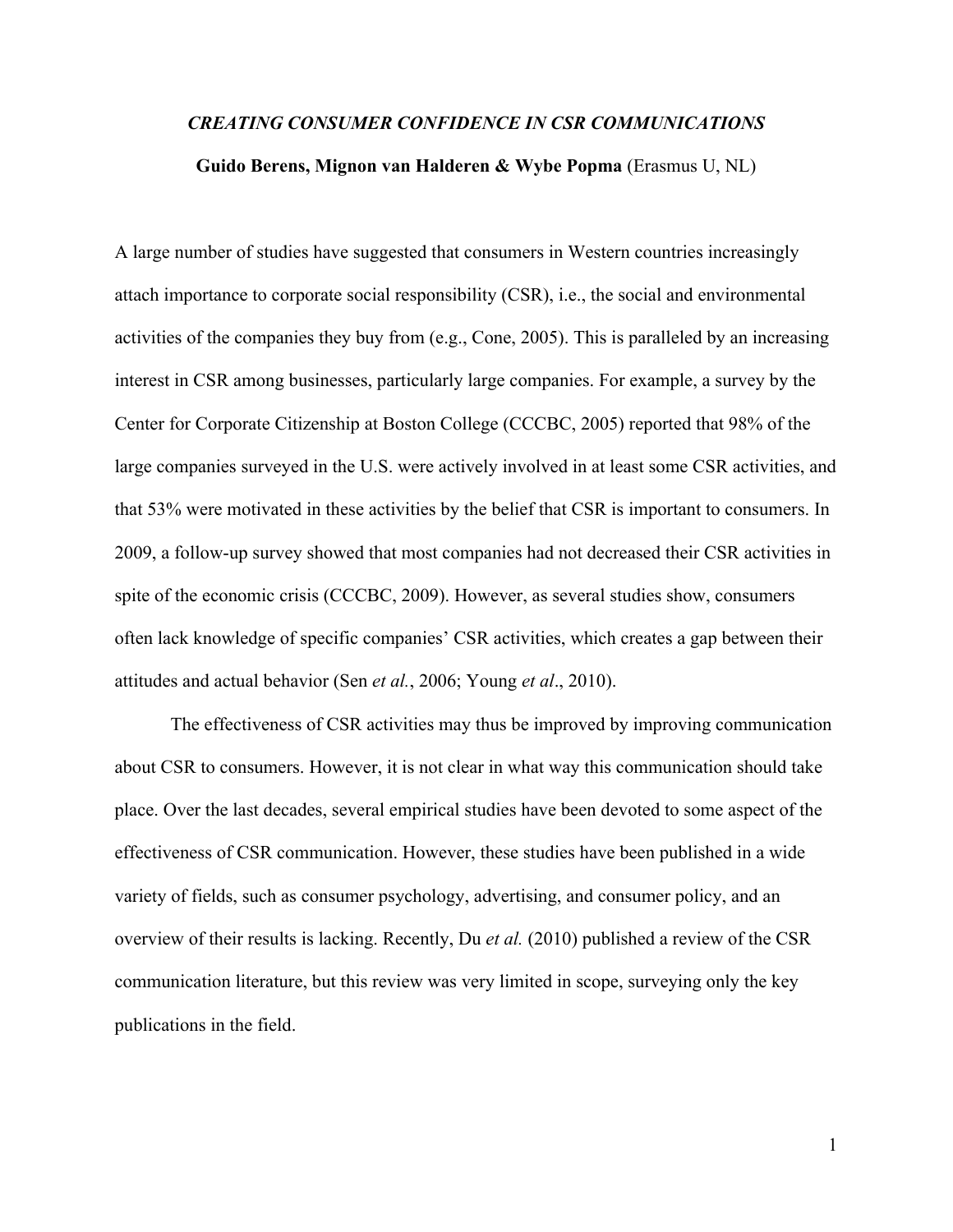# *CREATING CONSUMER CONFIDENCE IN CSR COMMUNICATIONS*

**Guido Berens, Mignon van Halderen & Wybe Popma** (Erasmus U, NL)

A large number of studies have suggested that consumers in Western countries increasingly attach importance to corporate social responsibility (CSR), i.e., the social and environmental activities of the companies they buy from (e.g., Cone, 2005). This is paralleled by an increasing interest in CSR among businesses, particularly large companies. For example, a survey by the Center for Corporate Citizenship at Boston College (CCCBC, 2005) reported that 98% of the large companies surveyed in the U.S. were actively involved in at least some CSR activities, and that 53% were motivated in these activities by the belief that CSR is important to consumers. In 2009, a follow-up survey showed that most companies had not decreased their CSR activities in spite of the economic crisis (CCCBC, 2009). However, as several studies show, consumers often lack knowledge of specific companies' CSR activities, which creates a gap between their attitudes and actual behavior (Sen *et al.*, 2006; Young *et al*., 2010).

The effectiveness of CSR activities may thus be improved by improving communication about CSR to consumers. However, it is not clear in what way this communication should take place. Over the last decades, several empirical studies have been devoted to some aspect of the effectiveness of CSR communication. However, these studies have been published in a wide variety of fields, such as consumer psychology, advertising, and consumer policy, and an overview of their results is lacking. Recently, Du *et al.* (2010) published a review of the CSR communication literature, but this review was very limited in scope, surveying only the key publications in the field.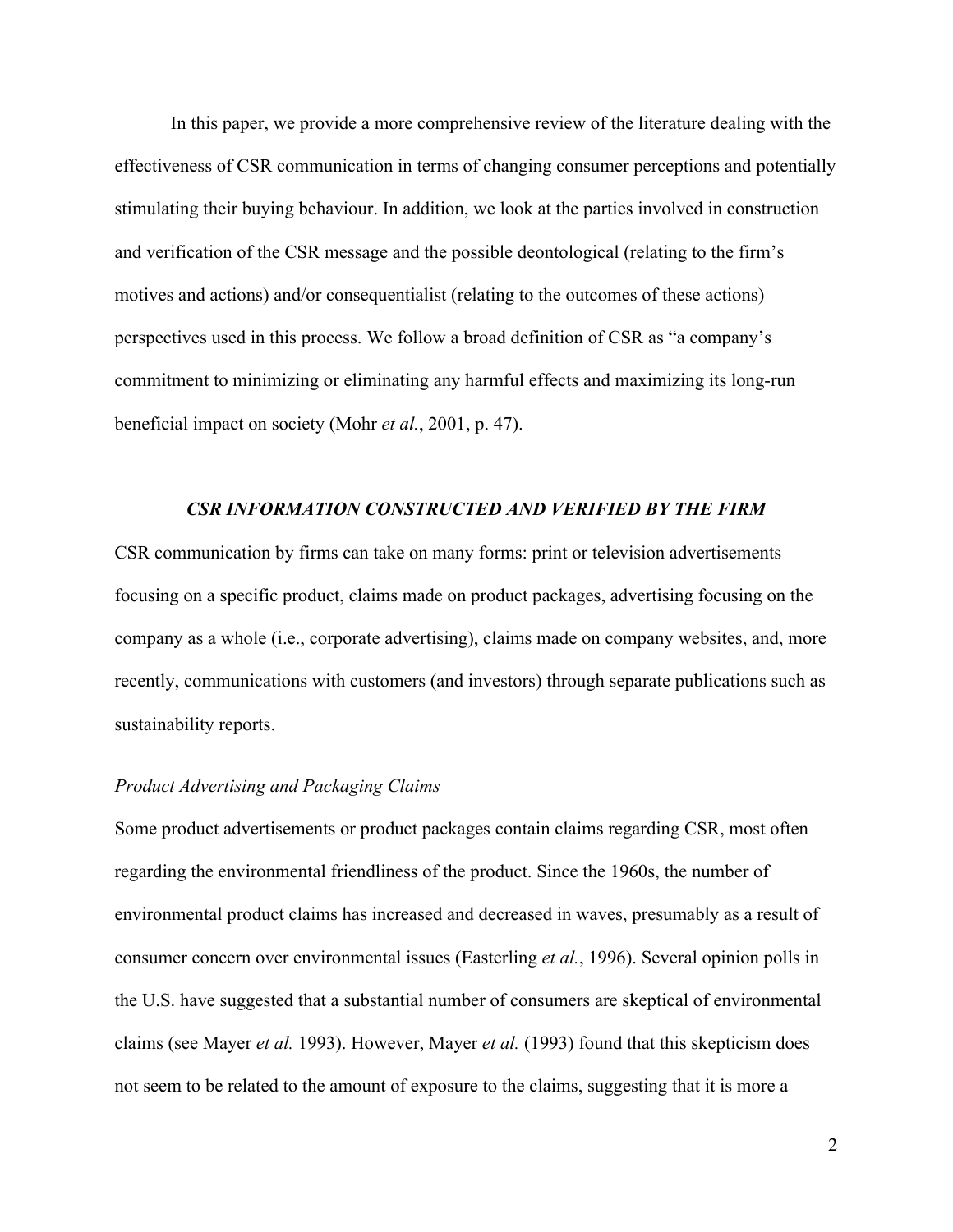In this paper, we provide a more comprehensive review of the literature dealing with the effectiveness of CSR communication in terms of changing consumer perceptions and potentially stimulating their buying behaviour. In addition, we look at the parties involved in construction and verification of the CSR message and the possible deontological (relating to the firm's motives and actions) and/or consequentialist (relating to the outcomes of these actions) perspectives used in this process. We follow a broad definition of CSR as "a company's commitment to minimizing or eliminating any harmful effects and maximizing its long-run beneficial impact on society (Mohr *et al.*, 2001, p. 47).

## *CSR INFORMATION CONSTRUCTED AND VERIFIED BY THE FIRM*

CSR communication by firms can take on many forms: print or television advertisements focusing on a specific product, claims made on product packages, advertising focusing on the company as a whole (i.e., corporate advertising), claims made on company websites, and, more recently, communications with customers (and investors) through separate publications such as sustainability reports.

### *Product Advertising and Packaging Claims*

Some product advertisements or product packages contain claims regarding CSR, most often regarding the environmental friendliness of the product. Since the 1960s, the number of environmental product claims has increased and decreased in waves, presumably as a result of consumer concern over environmental issues (Easterling *et al.*, 1996). Several opinion polls in the U.S. have suggested that a substantial number of consumers are skeptical of environmental claims (see Mayer *et al.* 1993). However, Mayer *et al.* (1993) found that this skepticism does not seem to be related to the amount of exposure to the claims, suggesting that it is more a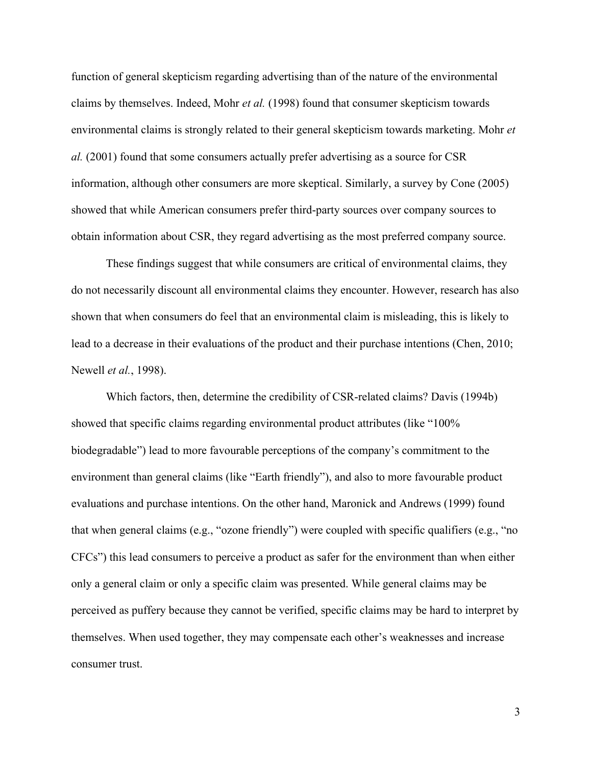function of general skepticism regarding advertising than of the nature of the environmental claims by themselves. Indeed, Mohr *et al.* (1998) found that consumer skepticism towards environmental claims is strongly related to their general skepticism towards marketing. Mohr *et al.* (2001) found that some consumers actually prefer advertising as a source for CSR information, although other consumers are more skeptical. Similarly, a survey by Cone (2005) showed that while American consumers prefer third-party sources over company sources to obtain information about CSR, they regard advertising as the most preferred company source.

These findings suggest that while consumers are critical of environmental claims, they do not necessarily discount all environmental claims they encounter. However, research has also shown that when consumers do feel that an environmental claim is misleading, this is likely to lead to a decrease in their evaluations of the product and their purchase intentions (Chen, 2010; Newell *et al.*, 1998).

Which factors, then, determine the credibility of CSR-related claims? Davis (1994b) showed that specific claims regarding environmental product attributes (like "100% biodegradable") lead to more favourable perceptions of the company's commitment to the environment than general claims (like "Earth friendly"), and also to more favourable product evaluations and purchase intentions. On the other hand, Maronick and Andrews (1999) found that when general claims (e.g., "ozone friendly") were coupled with specific qualifiers (e.g., "no CFCs") this lead consumers to perceive a product as safer for the environment than when either only a general claim or only a specific claim was presented. While general claims may be perceived as puffery because they cannot be verified, specific claims may be hard to interpret by themselves. When used together, they may compensate each other's weaknesses and increase consumer trust.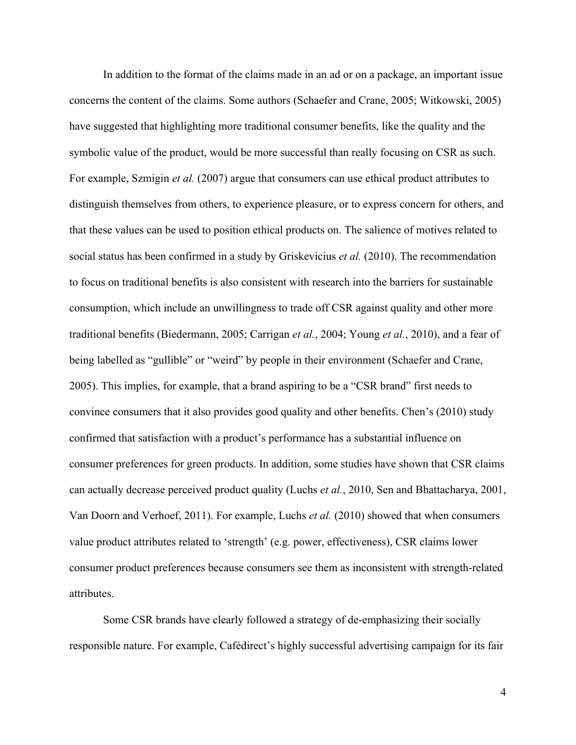In addition to the format of the claims made in an ad or on a package, an important issue concerns the content of the claims. Some authors (Schaefer and Crane, 2005; Witkowski, 2005) have suggested that highlighting more traditional consumer benefits, like the quality and the symbolic value of the product, would be more successful than really focusing on CSR as such. For example, Szmigin *et al.* (2007) argue that consumers can use ethical product attributes to distinguish themselves from others, to experience pleasure, or to express concern for others, and that these values can be used to position ethical products on. The salience of motives related to social status has been confirmed in a study by Griskevicius *et al.* (2010). The recommendation to focus on traditional benefits is also consistent with research into the barriers for sustainable consumption, which include an unwillingness to trade off CSR against quality and other more traditional benefits (Biedermann, 2005; Carrigan *et al.*, 2004; Young *et al.*, 2010), and a fear of being labelled as "gullible" or "weird" by people in their environment (Schaefer and Crane, 2005). This implies, for example, that a brand aspiring to be a "CSR brand" first needs to convince consumers that it also provides good quality and other benefits. Chen's (2010) study confirmed that satisfaction with a product's performance has a substantial influence on consumer preferences for green products. In addition, some studies have shown that CSR claims can actually decrease perceived product quality (Luchs *et al.*, 2010, Sen and Bhattacharya, 2001, Van Doorn and Verhoef, 2011). For example, Luchs *et al.* (2010) showed that when consumers value product attributes related to 'strength' (e.g. power, effectiveness), CSR claims lower consumer product preferences because consumers see them as inconsistent with strength-related attributes.

Some CSR brands have clearly followed a strategy of de-emphasizing their socially responsible nature. For example, Cafédirect's highly successful advertising campaign for its fair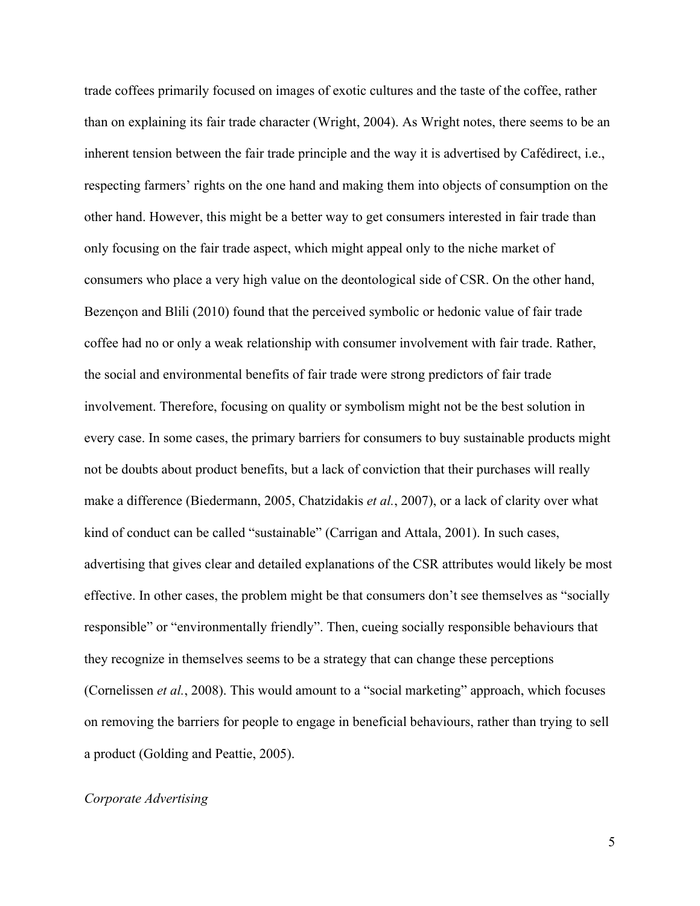trade coffees primarily focused on images of exotic cultures and the taste of the coffee, rather than on explaining its fair trade character (Wright, 2004). As Wright notes, there seems to be an inherent tension between the fair trade principle and the way it is advertised by Cafédirect, i.e., respecting farmers' rights on the one hand and making them into objects of consumption on the other hand. However, this might be a better way to get consumers interested in fair trade than only focusing on the fair trade aspect, which might appeal only to the niche market of consumers who place a very high value on the deontological side of CSR. On the other hand, Bezençon and Blili (2010) found that the perceived symbolic or hedonic value of fair trade coffee had no or only a weak relationship with consumer involvement with fair trade. Rather, the social and environmental benefits of fair trade were strong predictors of fair trade involvement. Therefore, focusing on quality or symbolism might not be the best solution in every case. In some cases, the primary barriers for consumers to buy sustainable products might not be doubts about product benefits, but a lack of conviction that their purchases will really make a difference (Biedermann, 2005, Chatzidakis *et al.*, 2007), or a lack of clarity over what kind of conduct can be called "sustainable" (Carrigan and Attala, 2001). In such cases, advertising that gives clear and detailed explanations of the CSR attributes would likely be most effective. In other cases, the problem might be that consumers don't see themselves as "socially responsible" or "environmentally friendly". Then, cueing socially responsible behaviours that they recognize in themselves seems to be a strategy that can change these perceptions (Cornelissen *et al.*, 2008). This would amount to a "social marketing" approach, which focuses on removing the barriers for people to engage in beneficial behaviours, rather than trying to sell a product (Golding and Peattie, 2005).

### *Corporate Advertising*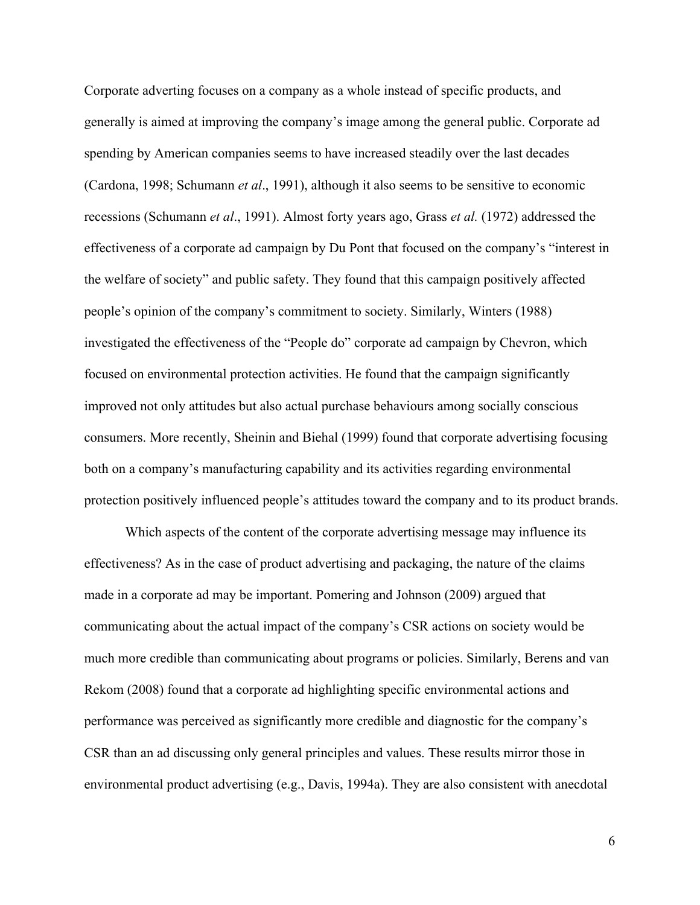Corporate adverting focuses on a company as a whole instead of specific products, and generally is aimed at improving the company's image among the general public. Corporate ad spending by American companies seems to have increased steadily over the last decades (Cardona, 1998; Schumann *et al*., 1991), although it also seems to be sensitive to economic recessions (Schumann *et al*., 1991). Almost forty years ago, Grass *et al.* (1972) addressed the effectiveness of a corporate ad campaign by Du Pont that focused on the company's "interest in the welfare of society" and public safety. They found that this campaign positively affected people's opinion of the company's commitment to society. Similarly, Winters (1988) investigated the effectiveness of the "People do" corporate ad campaign by Chevron, which focused on environmental protection activities. He found that the campaign significantly improved not only attitudes but also actual purchase behaviours among socially conscious consumers. More recently, Sheinin and Biehal (1999) found that corporate advertising focusing both on a company's manufacturing capability and its activities regarding environmental protection positively influenced people's attitudes toward the company and to its product brands.

Which aspects of the content of the corporate advertising message may influence its effectiveness? As in the case of product advertising and packaging, the nature of the claims made in a corporate ad may be important. Pomering and Johnson (2009) argued that communicating about the actual impact of the company's CSR actions on society would be much more credible than communicating about programs or policies. Similarly, Berens and van Rekom (2008) found that a corporate ad highlighting specific environmental actions and performance was perceived as significantly more credible and diagnostic for the company's CSR than an ad discussing only general principles and values. These results mirror those in environmental product advertising (e.g., Davis, 1994a). They are also consistent with anecdotal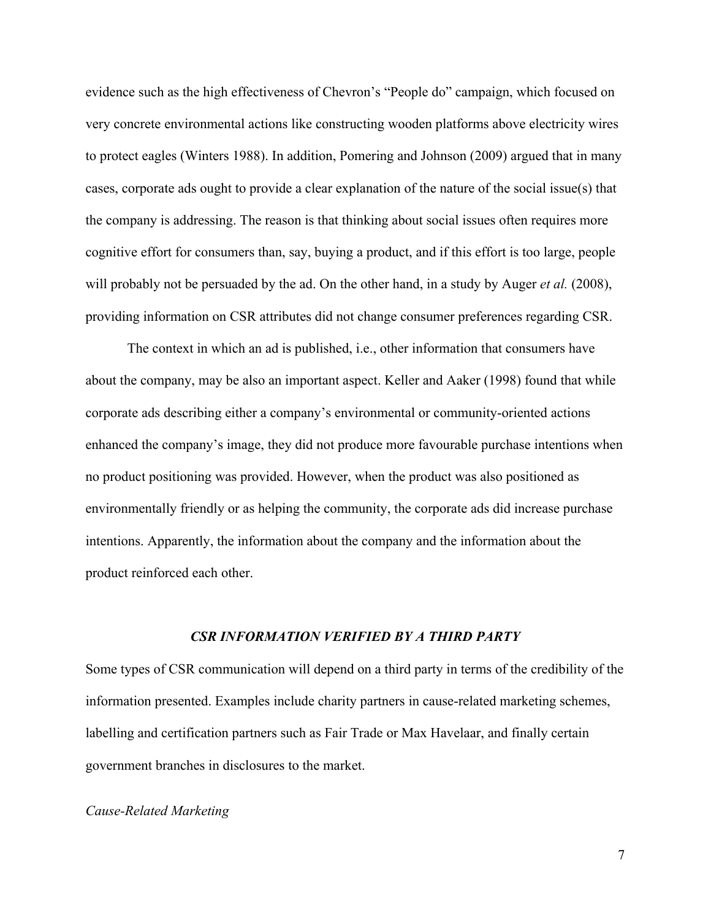evidence such as the high effectiveness of Chevron's "People do" campaign, which focused on very concrete environmental actions like constructing wooden platforms above electricity wires to protect eagles (Winters 1988). In addition, Pomering and Johnson (2009) argued that in many cases, corporate ads ought to provide a clear explanation of the nature of the social issue(s) that the company is addressing. The reason is that thinking about social issues often requires more cognitive effort for consumers than, say, buying a product, and if this effort is too large, people will probably not be persuaded by the ad. On the other hand, in a study by Auger *et al.* (2008), providing information on CSR attributes did not change consumer preferences regarding CSR.

The context in which an ad is published, i.e., other information that consumers have about the company, may be also an important aspect. Keller and Aaker (1998) found that while corporate ads describing either a company's environmental or community-oriented actions enhanced the company's image, they did not produce more favourable purchase intentions when no product positioning was provided. However, when the product was also positioned as environmentally friendly or as helping the community, the corporate ads did increase purchase intentions. Apparently, the information about the company and the information about the product reinforced each other.

## *CSR INFORMATION VERIFIED BY A THIRD PARTY*

Some types of CSR communication will depend on a third party in terms of the credibility of the information presented. Examples include charity partners in cause-related marketing schemes, labelling and certification partners such as Fair Trade or Max Havelaar, and finally certain government branches in disclosures to the market.

### *Cause-Related Marketing*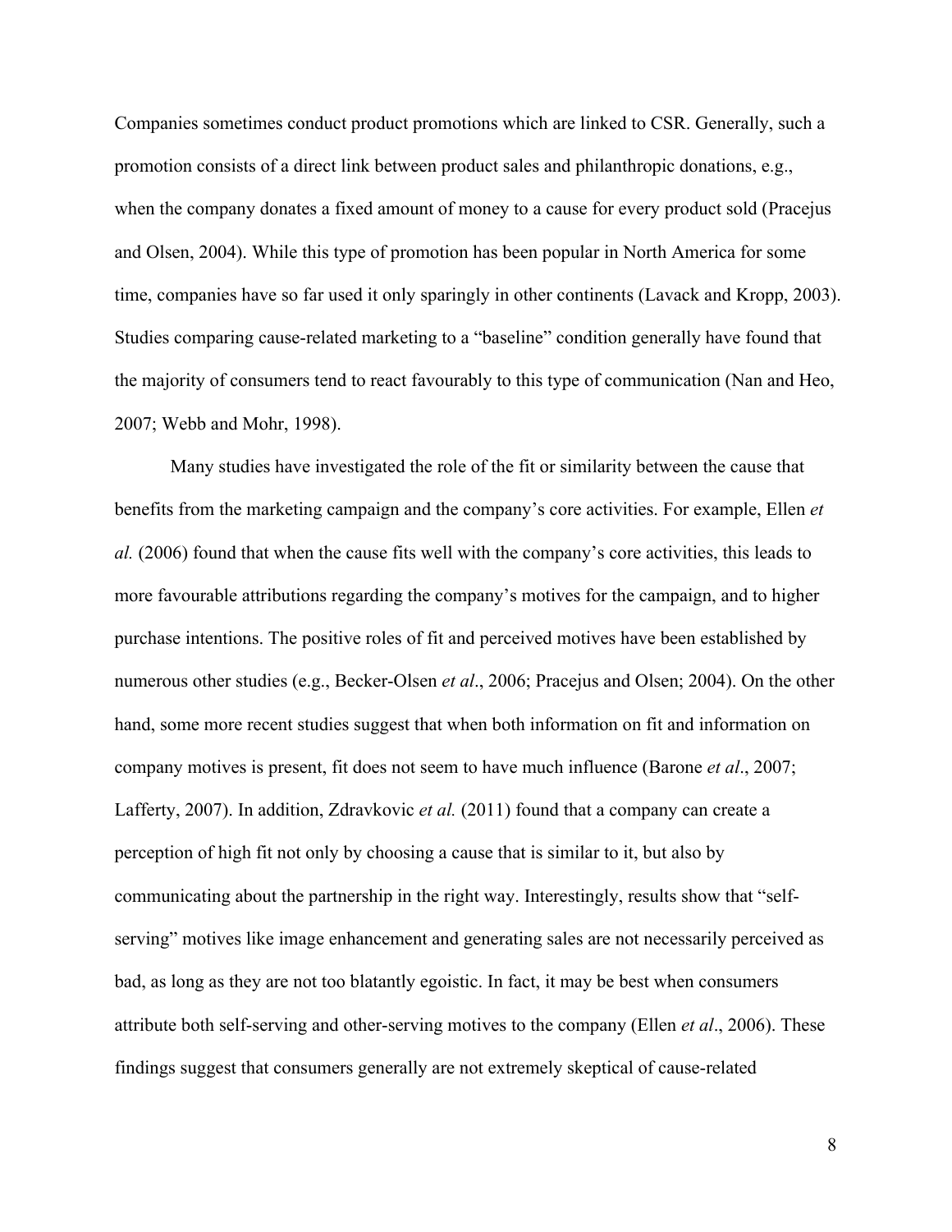Companies sometimes conduct product promotions which are linked to CSR. Generally, such a promotion consists of a direct link between product sales and philanthropic donations, e.g., when the company donates a fixed amount of money to a cause for every product sold (Pracejus and Olsen, 2004). While this type of promotion has been popular in North America for some time, companies have so far used it only sparingly in other continents (Lavack and Kropp, 2003). Studies comparing cause-related marketing to a "baseline" condition generally have found that the majority of consumers tend to react favourably to this type of communication (Nan and Heo, 2007; Webb and Mohr, 1998).

Many studies have investigated the role of the fit or similarity between the cause that benefits from the marketing campaign and the company's core activities. For example, Ellen *et al.* (2006) found that when the cause fits well with the company's core activities, this leads to more favourable attributions regarding the company's motives for the campaign, and to higher purchase intentions. The positive roles of fit and perceived motives have been established by numerous other studies (e.g., Becker-Olsen *et al*., 2006; Pracejus and Olsen; 2004). On the other hand, some more recent studies suggest that when both information on fit and information on company motives is present, fit does not seem to have much influence (Barone *et al*., 2007; Lafferty, 2007). In addition, Zdravkovic *et al.* (2011) found that a company can create a perception of high fit not only by choosing a cause that is similar to it, but also by communicating about the partnership in the right way. Interestingly, results show that "self-serving" motives like image enhancement and generating sales are not necessarily perceived as bad, as long as they are not too blatantly egoistic. In fact, it may be best when consumers attribute both self-serving and other-serving motives to the company (Ellen *et al*., 2006). These findings suggest that consumers generally are not extremely skeptical of cause-related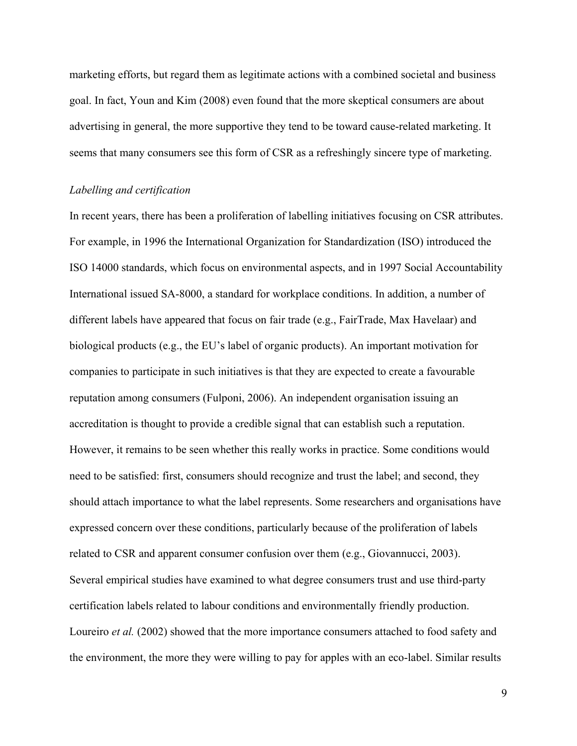marketing efforts, but regard them as legitimate actions with a combined societal and business goal. In fact, Youn and Kim (2008) even found that the more skeptical consumers are about advertising in general, the more supportive they tend to be toward cause-related marketing. It seems that many consumers see this form of CSR as a refreshingly sincere type of marketing.

*Labelling and certification*

In recent years, there has been a proliferation of labelling initiatives focusing on CSR attributes. For example, in 1996 the International Organization for Standardization (ISO) introduced the ISO 14000 standards, which focus on environmental aspects, and in 1997 Social Accountability International issued SA-8000, a standard for workplace conditions. In addition, a number of different labels have appeared that focus on fair trade (e.g., FairTrade, Max Havelaar) and biological products (e.g., the EU's label of organic products). An important motivation for companies to participate in such initiatives is that they are expected to create a favourable reputation among consumers (Fulponi, 2006). An independent organisation issuing an accreditation is thought to provide a credible signal that can establish such a reputation. However, it remains to be seen whether this really works in practice. Some conditions would need to be satisfied: first, consumers should recognize and trust the label; and second, they should attach importance to what the label represents. Some researchers and organisations have expressed concern over these conditions, particularly because of the proliferation of labels related to CSR and apparent consumer confusion over them (e.g., Giovannucci, 2003). Several empirical studies have examined to what degree consumers trust and use third-party certification labels related to labour conditions and environmentally friendly production. Loureiro *et al.* (2002) showed that the more importance consumers attached to food safety and the environment, the more they were willing to pay for apples with an eco-label. Similar results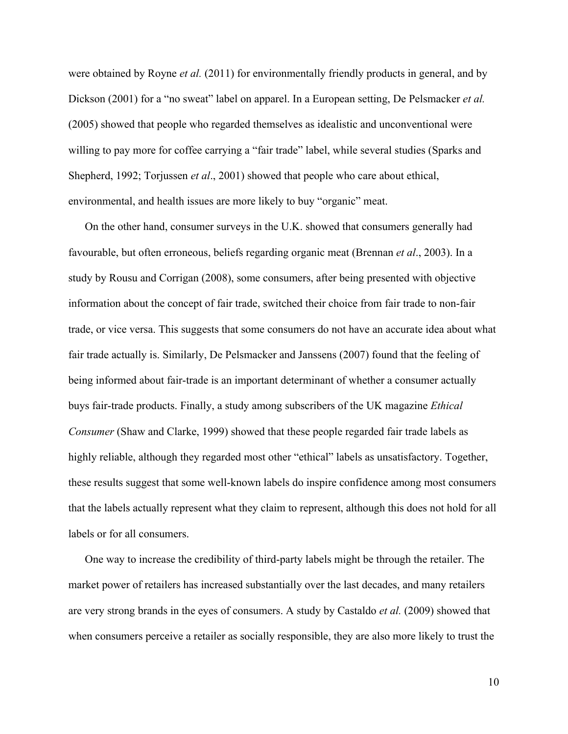were obtained by Royne *et al.* (2011) for environmentally friendly products in general, and by Dickson (2001) for a "no sweat" label on apparel. In a European setting, De Pelsmacker *et al.* (2005) showed that people who regarded themselves as idealistic and unconventional were willing to pay more for coffee carrying a "fair trade" label, while several studies (Sparks and Shepherd, 1992; Torjussen *et al*., 2001) showed that people who care about ethical, environmental, and health issues are more likely to buy "organic" meat.

On the other hand, consumer surveys in the U.K. showed that consumers generally had favourable, but often erroneous, beliefs regarding organic meat (Brennan *et al*., 2003). In a study by Rousu and Corrigan (2008), some consumers, after being presented with objective information about the concept of fair trade, switched their choice from fair trade to non-fair trade, or vice versa. This suggests that some consumers do not have an accurate idea about what fair trade actually is. Similarly, De Pelsmacker and Janssens (2007) found that the feeling of being informed about fair-trade is an important determinant of whether a consumer actually buys fair-trade products. Finally, a study among subscribers of the UK magazine *Ethical Consumer* (Shaw and Clarke, 1999) showed that these people regarded fair trade labels as highly reliable, although they regarded most other "ethical" labels as unsatisfactory. Together, these results suggest that some well-known labels do inspire confidence among most consumers that the labels actually represent what they claim to represent, although this does not hold for all labels or for all consumers.

One way to increase the credibility of third-party labels might be through the retailer. The market power of retailers has increased substantially over the last decades, and many retailers are very strong brands in the eyes of consumers. A study by Castaldo *et al.* (2009) showed that when consumers perceive a retailer as socially responsible, they are also more likely to trust the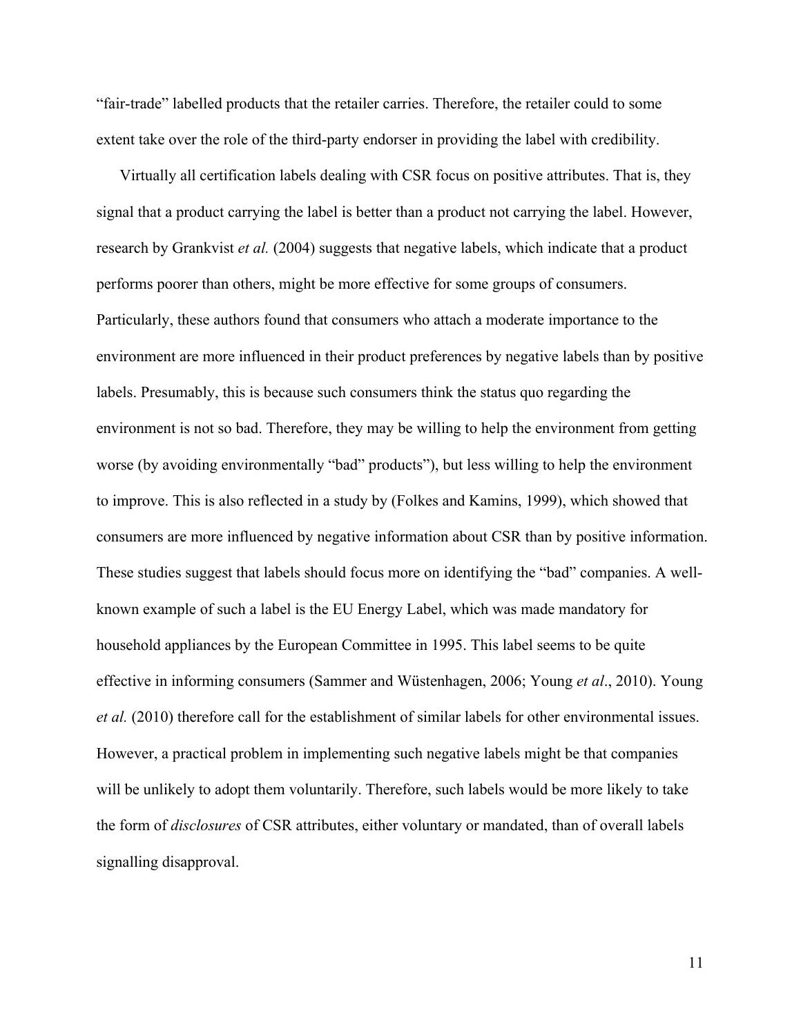“fair-trade” labelled products that the retailer carries. Therefore, the retailer could to some extent take over the role of the third-party endorser in providing the label with credibility.

Virtually all certification labels dealing with CSR focus on positive attributes. That is, they signal that a product carrying the label is better than a product not carrying the label. However, research by Grankvist *et al.* (2004) suggests that negative labels, which indicate that a product performs poorer than others, might be more effective for some groups of consumers. Particularly, these authors found that consumers who attach a moderate importance to the environment are more influenced in their product preferences by negative labels than by positive labels. Presumably, this is because such consumers think the status quo regarding the environment is not so bad. Therefore, they may be willing to help the environment from getting worse (by avoiding environmentally “bad” products”), but less willing to help the environment to improve. This is also reflected in a study by (Folkes and Kamins, 1999), which showed that consumers are more influenced by negative information about CSR than by positive information. These studies suggest that labels should focus more on identifying the “bad” companies. A well-known example of such a label is the EU Energy Label, which was made mandatory for household appliances by the European Committee in 1995. This label seems to be quite effective in informing consumers (Sammer and Wüstenhagen, 2006; Young *et al*., 2010). Young *et al.* (2010) therefore call for the establishment of similar labels for other environmental issues. However, a practical problem in implementing such negative labels might be that companies will be unlikely to adopt them voluntarily. Therefore, such labels would be more likely to take the form of *disclosures* of CSR attributes, either voluntary or mandated, than of overall labels signalling disapproval.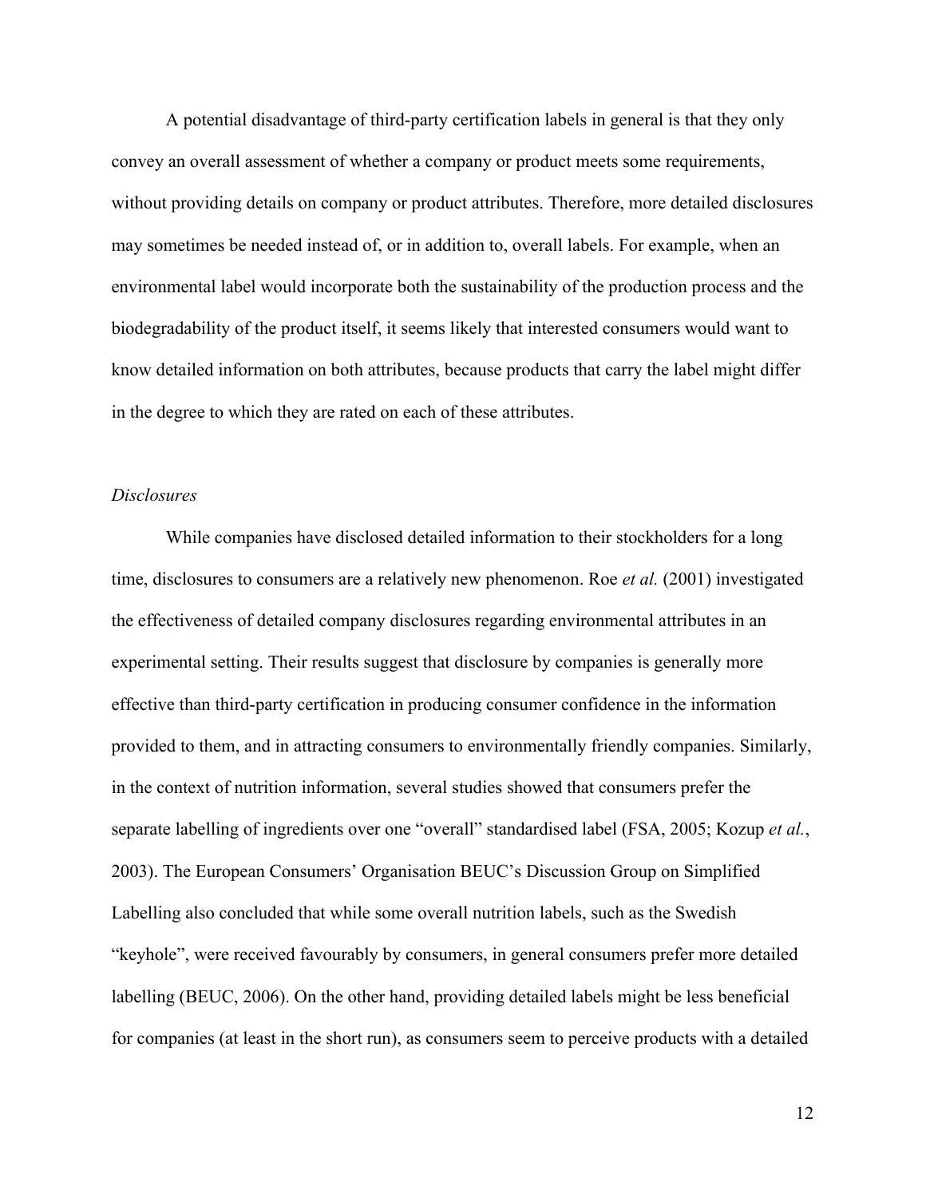A potential disadvantage of third-party certification labels in general is that they only convey an overall assessment of whether a company or product meets some requirements, without providing details on company or product attributes. Therefore, more detailed disclosures may sometimes be needed instead of, or in addition to, overall labels. For example, when an environmental label would incorporate both the sustainability of the production process and the biodegradability of the product itself, it seems likely that interested consumers would want to know detailed information on both attributes, because products that carry the label might differ in the degree to which they are rated on each of these attributes.

*Disclosures*

While companies have disclosed detailed information to their stockholders for a long time, disclosures to consumers are a relatively new phenomenon. Roe *et al.* (2001) investigated the effectiveness of detailed company disclosures regarding environmental attributes in an experimental setting. Their results suggest that disclosure by companies is generally more effective than third-party certification in producing consumer confidence in the information provided to them, and in attracting consumers to environmentally friendly companies. Similarly, in the context of nutrition information, several studies showed that consumers prefer the separate labelling of ingredients over one "overall" standardised label (FSA, 2005; Kozup *et al.*, 2003). The European Consumers' Organisation BEUC's Discussion Group on Simplified Labelling also concluded that while some overall nutrition labels, such as the Swedish "keyhole", were received favourably by consumers, in general consumers prefer more detailed labelling (BEUC, 2006). On the other hand, providing detailed labels might be less beneficial for companies (at least in the short run), as consumers seem to perceive products with a detailed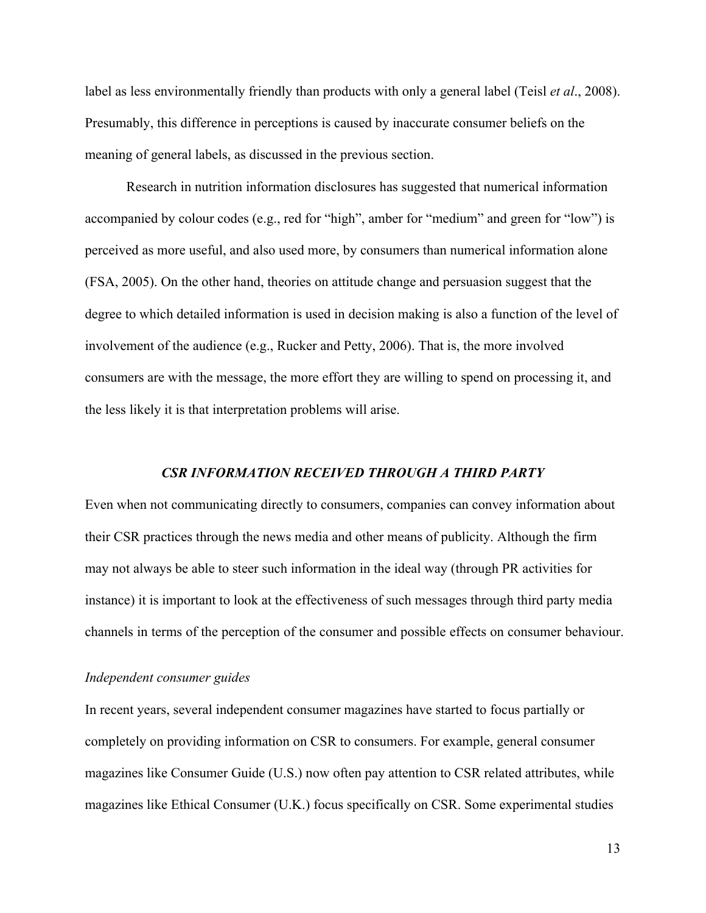label as less environmentally friendly than products with only a general label (Teisl *et al*., 2008). Presumably, this difference in perceptions is caused by inaccurate consumer beliefs on the meaning of general labels, as discussed in the previous section.

Research in nutrition information disclosures has suggested that numerical information accompanied by colour codes (e.g., red for "high", amber for "medium" and green for "low") is perceived as more useful, and also used more, by consumers than numerical information alone (FSA, 2005). On the other hand, theories on attitude change and persuasion suggest that the degree to which detailed information is used in decision making is also a function of the level of involvement of the audience (e.g., Rucker and Petty, 2006). That is, the more involved consumers are with the message, the more effort they are willing to spend on processing it, and the less likely it is that interpretation problems will arise.

## *CSR INFORMATION RECEIVED THROUGH A THIRD PARTY*

Even when not communicating directly to consumers, companies can convey information about their CSR practices through the news media and other means of publicity. Although the firm may not always be able to steer such information in the ideal way (through PR activities for instance) it is important to look at the effectiveness of such messages through third party media channels in terms of the perception of the consumer and possible effects on consumer behaviour.

### *Independent consumer guides*

In recent years, several independent consumer magazines have started to focus partially or completely on providing information on CSR to consumers. For example, general consumer magazines like Consumer Guide (U.S.) now often pay attention to CSR related attributes, while magazines like Ethical Consumer (U.K.) focus specifically on CSR. Some experimental studies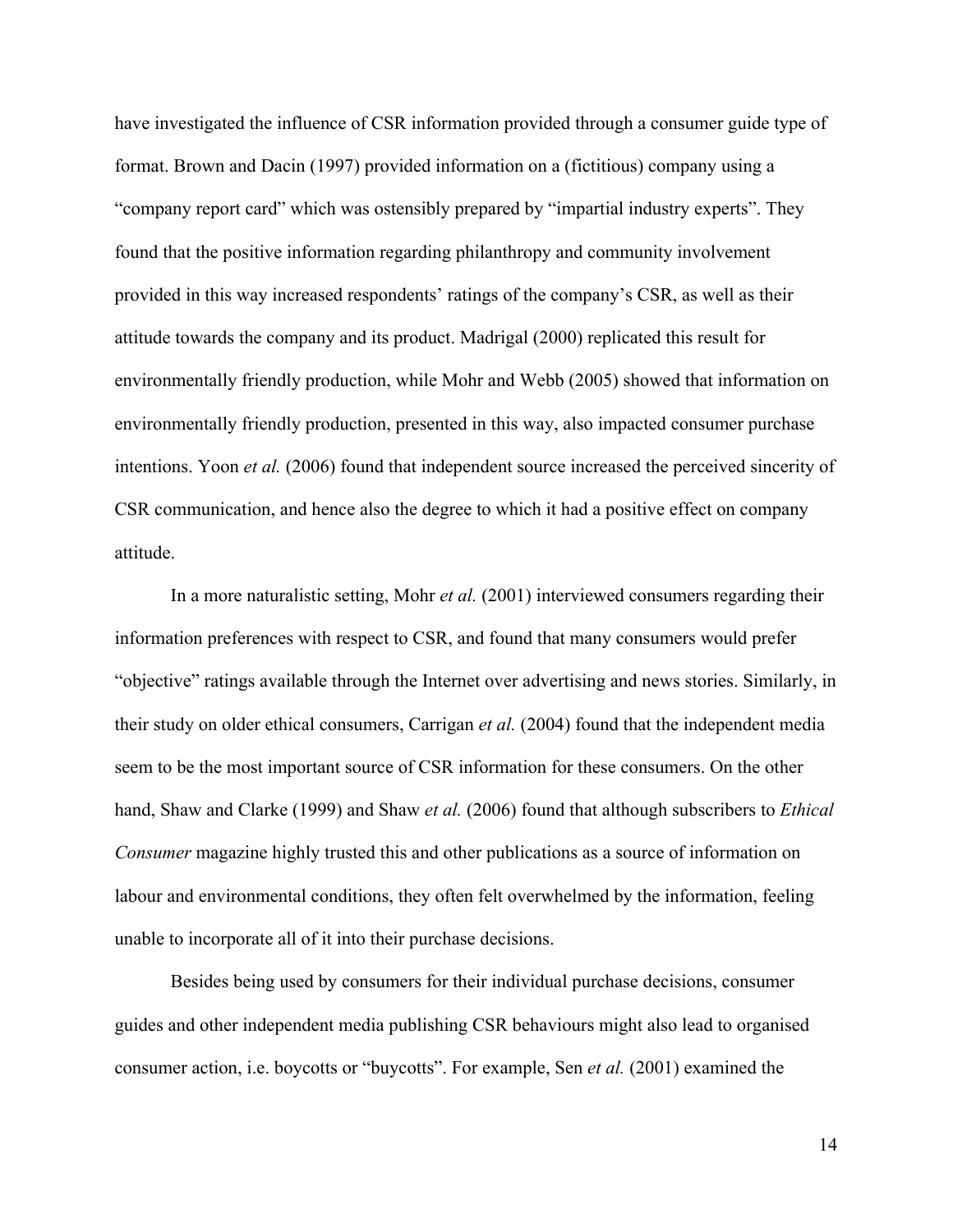have investigated the influence of CSR information provided through a consumer guide type of format. Brown and Dacin (1997) provided information on a (fictitious) company using a "company report card" which was ostensibly prepared by "impartial industry experts". They found that the positive information regarding philanthropy and community involvement provided in this way increased respondents' ratings of the company's CSR, as well as their attitude towards the company and its product. Madrigal (2000) replicated this result for environmentally friendly production, while Mohr and Webb (2005) showed that information on environmentally friendly production, presented in this way, also impacted consumer purchase intentions. Yoon *et al.* (2006) found that independent source increased the perceived sincerity of CSR communication, and hence also the degree to which it had a positive effect on company attitude.

In a more naturalistic setting, Mohr *et al.* (2001) interviewed consumers regarding their information preferences with respect to CSR, and found that many consumers would prefer "objective" ratings available through the Internet over advertising and news stories. Similarly, in their study on older ethical consumers, Carrigan *et al.* (2004) found that the independent media seem to be the most important source of CSR information for these consumers. On the other hand, Shaw and Clarke (1999) and Shaw *et al.* (2006) found that although subscribers to *Ethical Consumer* magazine highly trusted this and other publications as a source of information on labour and environmental conditions, they often felt overwhelmed by the information, feeling unable to incorporate all of it into their purchase decisions.

Besides being used by consumers for their individual purchase decisions, consumer guides and other independent media publishing CSR behaviours might also lead to organised consumer action, i.e. boycotts or "buycotts". For example, Sen *et al.* (2001) examined the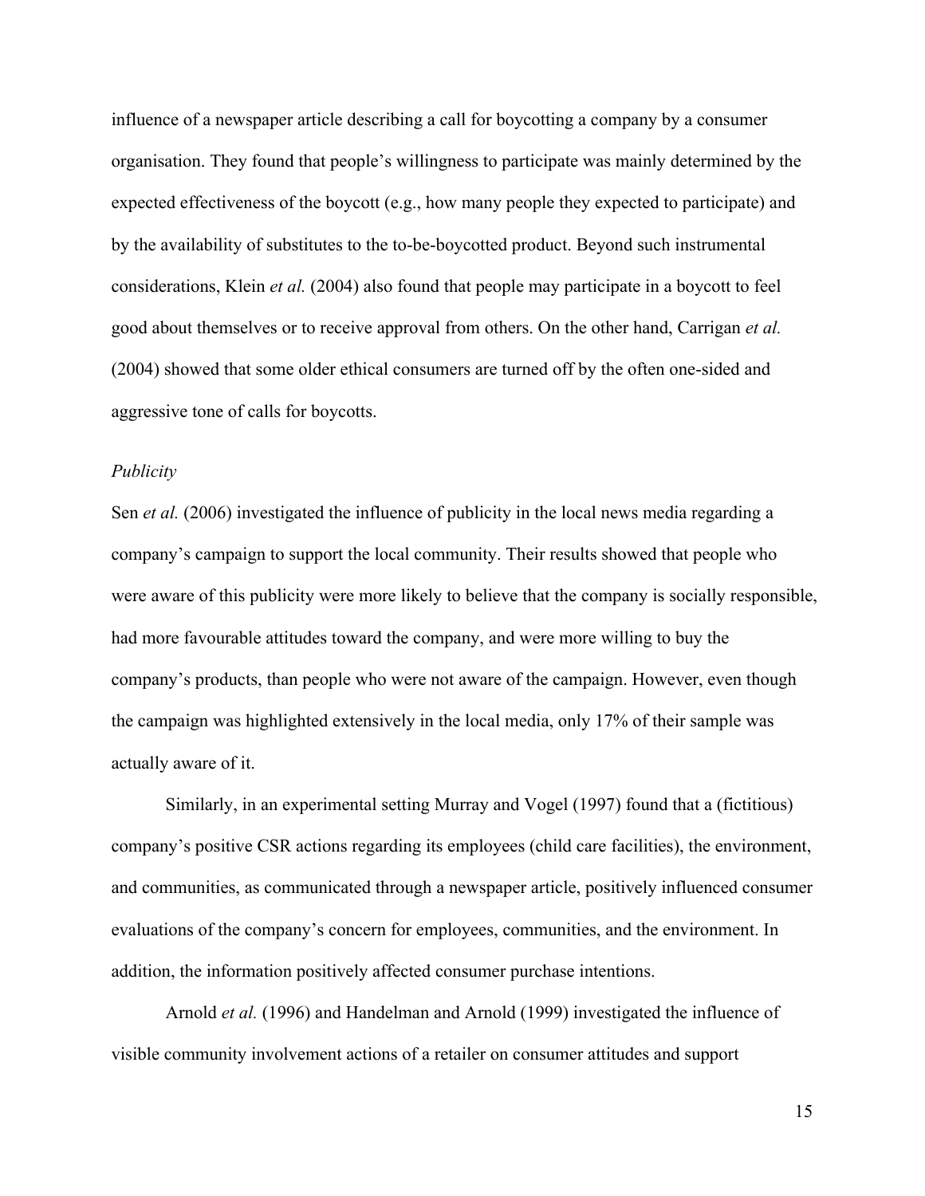influence of a newspaper article describing a call for boycotting a company by a consumer organisation. They found that people's willingness to participate was mainly determined by the expected effectiveness of the boycott (e.g., how many people they expected to participate) and by the availability of substitutes to the to-be-boycotted product. Beyond such instrumental considerations, Klein *et al.* (2004) also found that people may participate in a boycott to feel good about themselves or to receive approval from others. On the other hand, Carrigan *et al.* (2004) showed that some older ethical consumers are turned off by the often one-sided and aggressive tone of calls for boycotts.

*Publicity*

Sen *et al.* (2006) investigated the influence of publicity in the local news media regarding a company's campaign to support the local community. Their results showed that people who were aware of this publicity were more likely to believe that the company is socially responsible, had more favourable attitudes toward the company, and were more willing to buy the company's products, than people who were not aware of the campaign. However, even though the campaign was highlighted extensively in the local media, only 17% of their sample was actually aware of it.

Similarly, in an experimental setting Murray and Vogel (1997) found that a (fictitious) company's positive CSR actions regarding its employees (child care facilities), the environment, and communities, as communicated through a newspaper article, positively influenced consumer evaluations of the company's concern for employees, communities, and the environment. In addition, the information positively affected consumer purchase intentions.

Arnold *et al.* (1996) and Handelman and Arnold (1999) investigated the influence of visible community involvement actions of a retailer on consumer attitudes and support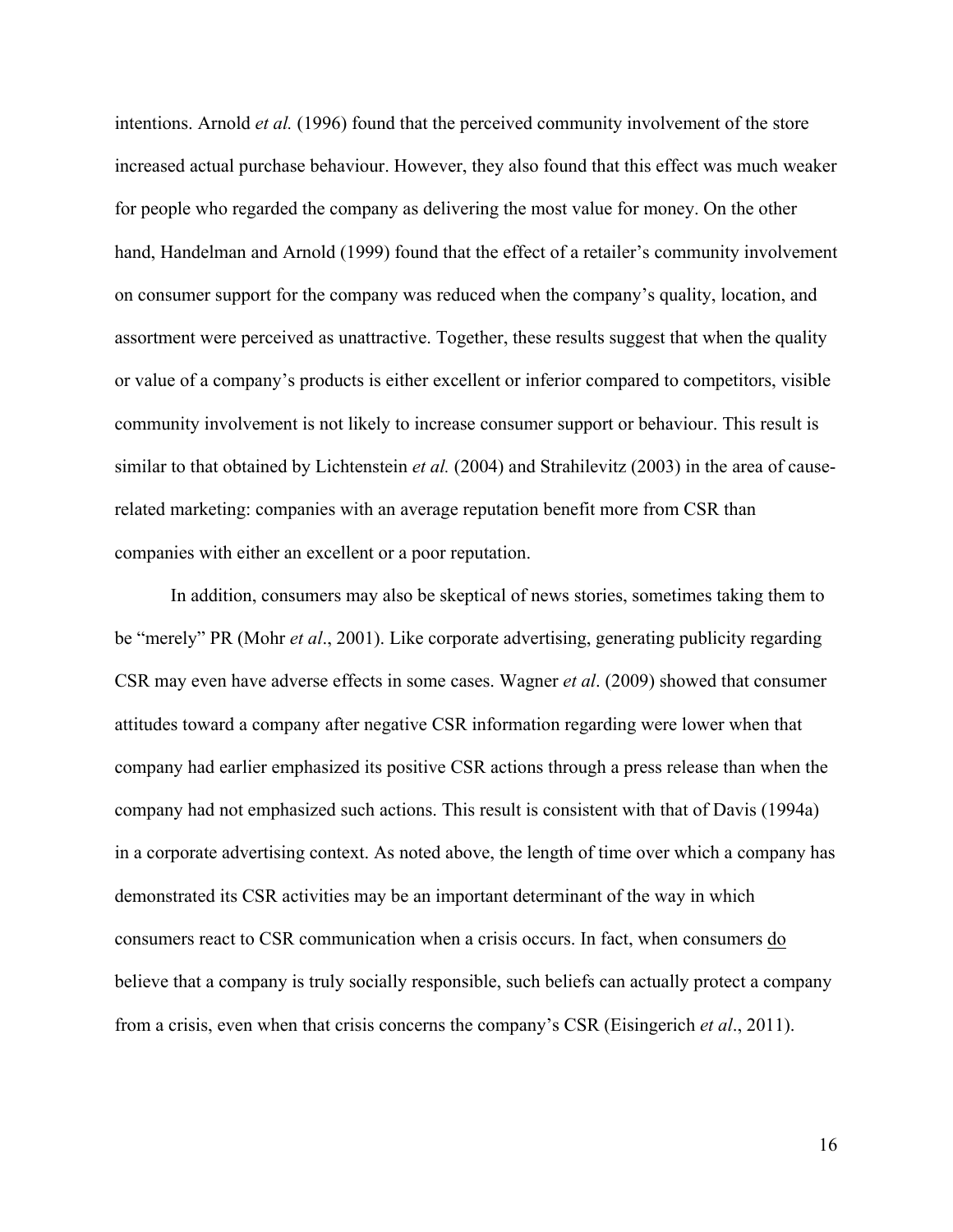intentions. Arnold *et al.* (1996) found that the perceived community involvement of the store increased actual purchase behaviour. However, they also found that this effect was much weaker for people who regarded the company as delivering the most value for money. On the other hand, Handelman and Arnold (1999) found that the effect of a retailer's community involvement on consumer support for the company was reduced when the company's quality, location, and assortment were perceived as unattractive. Together, these results suggest that when the quality or value of a company's products is either excellent or inferior compared to competitors, visible community involvement is not likely to increase consumer support or behaviour. This result is similar to that obtained by Lichtenstein *et al.* (2004) and Strahilevitz (2003) in the area of cause-related marketing: companies with an average reputation benefit more from CSR than companies with either an excellent or a poor reputation.

In addition, consumers may also be skeptical of news stories, sometimes taking them to be "merely" PR (Mohr *et al*., 2001). Like corporate advertising, generating publicity regarding CSR may even have adverse effects in some cases. Wagner *et al*. (2009) showed that consumer attitudes toward a company after negative CSR information regarding were lower when that company had earlier emphasized its positive CSR actions through a press release than when the company had not emphasized such actions. This result is consistent with that of Davis (1994a) in a corporate advertising context. As noted above, the length of time over which a company has demonstrated its CSR activities may be an important determinant of the way in which consumers react to CSR communication when a crisis occurs. In fact, when consumers <u>do</u> believe that a company is truly socially responsible, such beliefs can actually protect a company from a crisis, even when that crisis concerns the company's CSR (Eisingerich *et al*., 2011).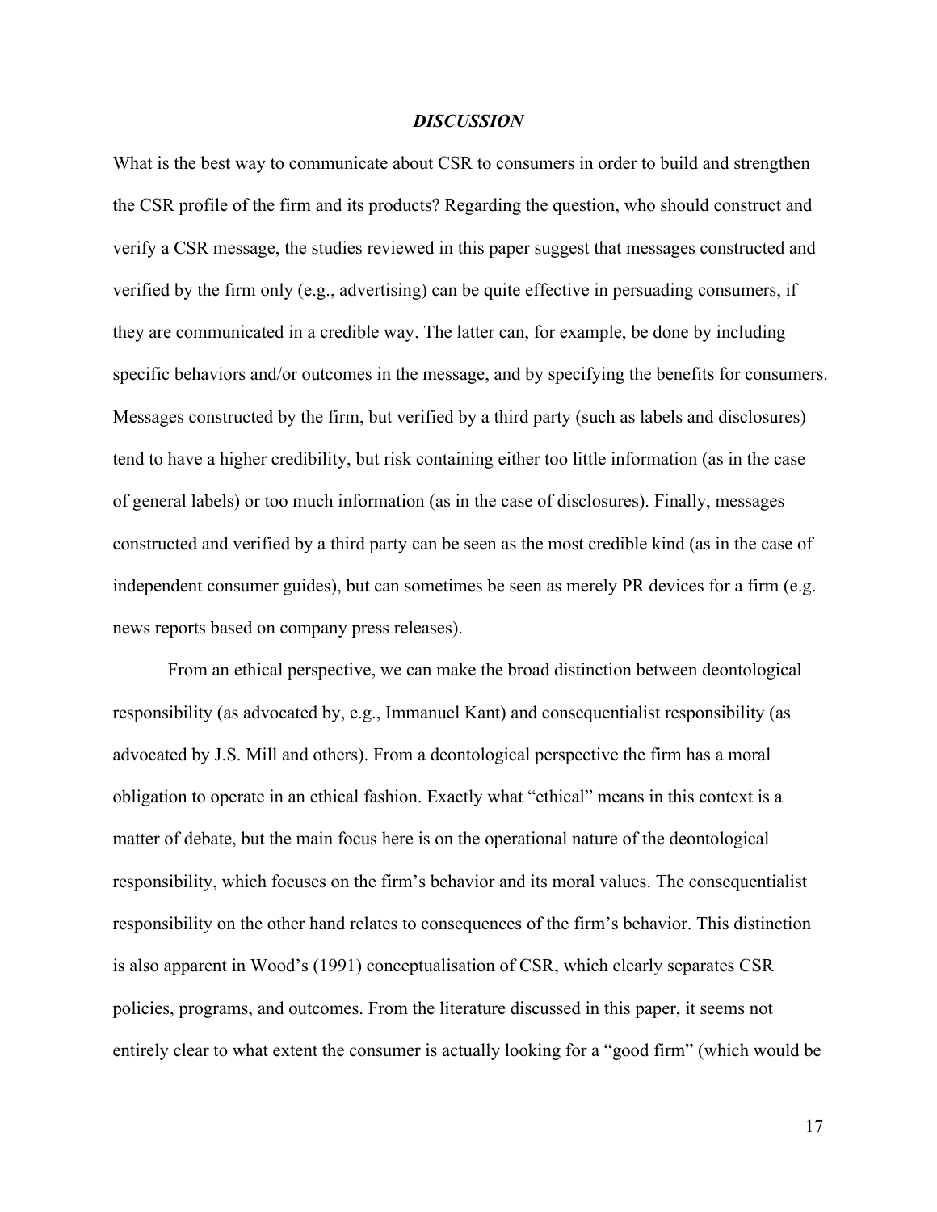## *DISCUSSION*

What is the best way to communicate about CSR to consumers in order to build and strengthen the CSR profile of the firm and its products? Regarding the question, who should construct and verify a CSR message, the studies reviewed in this paper suggest that messages constructed and verified by the firm only (e.g., advertising) can be quite effective in persuading consumers, if they are communicated in a credible way. The latter can, for example, be done by including specific behaviors and/or outcomes in the message, and by specifying the benefits for consumers. Messages constructed by the firm, but verified by a third party (such as labels and disclosures) tend to have a higher credibility, but risk containing either too little information (as in the case of general labels) or too much information (as in the case of disclosures). Finally, messages constructed and verified by a third party can be seen as the most credible kind (as in the case of independent consumer guides), but can sometimes be seen as merely PR devices for a firm (e.g. news reports based on company press releases).

From an ethical perspective, we can make the broad distinction between deontological responsibility (as advocated by, e.g., Immanuel Kant) and consequentialist responsibility (as advocated by J.S. Mill and others). From a deontological perspective the firm has a moral obligation to operate in an ethical fashion. Exactly what "ethical" means in this context is a matter of debate, but the main focus here is on the operational nature of the deontological responsibility, which focuses on the firm's behavior and its moral values. The consequentialist responsibility on the other hand relates to consequences of the firm's behavior. This distinction is also apparent in Wood's (1991) conceptualisation of CSR, which clearly separates CSR policies, programs, and outcomes. From the literature discussed in this paper, it seems not entirely clear to what extent the consumer is actually looking for a "good firm" (which would be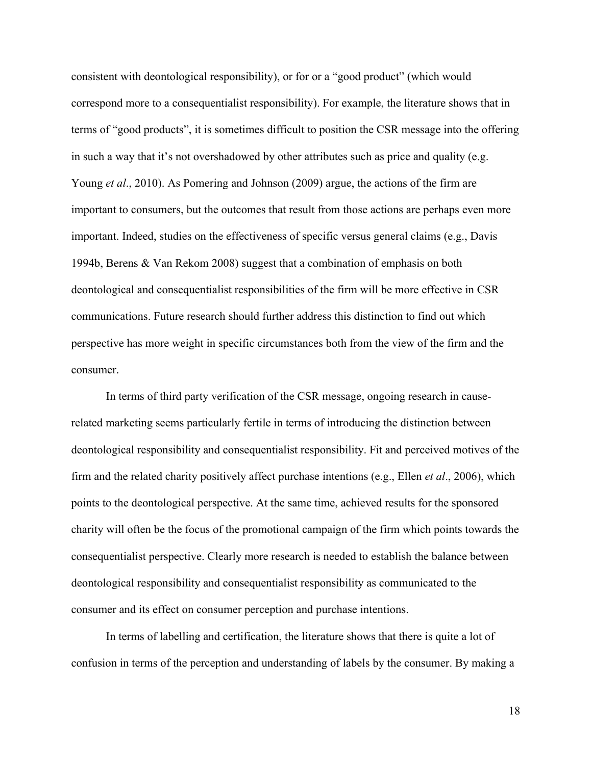consistent with deontological responsibility), or for or a "good product" (which would correspond more to a consequentialist responsibility). For example, the literature shows that in terms of "good products", it is sometimes difficult to position the CSR message into the offering in such a way that it's not overshadowed by other attributes such as price and quality (e.g. Young *et al*., 2010). As Pomering and Johnson (2009) argue, the actions of the firm are important to consumers, but the outcomes that result from those actions are perhaps even more important. Indeed, studies on the effectiveness of specific versus general claims (e.g., Davis 1994b, Berens & Van Rekom 2008) suggest that a combination of emphasis on both deontological and consequentialist responsibilities of the firm will be more effective in CSR communications. Future research should further address this distinction to find out which perspective has more weight in specific circumstances both from the view of the firm and the consumer.

In terms of third party verification of the CSR message, ongoing research in cause-related marketing seems particularly fertile in terms of introducing the distinction between deontological responsibility and consequentialist responsibility. Fit and perceived motives of the firm and the related charity positively affect purchase intentions (e.g., Ellen *et al*., 2006), which points to the deontological perspective. At the same time, achieved results for the sponsored charity will often be the focus of the promotional campaign of the firm which points towards the consequentialist perspective. Clearly more research is needed to establish the balance between deontological responsibility and consequentialist responsibility as communicated to the consumer and its effect on consumer perception and purchase intentions.

In terms of labelling and certification, the literature shows that there is quite a lot of confusion in terms of the perception and understanding of labels by the consumer. By making a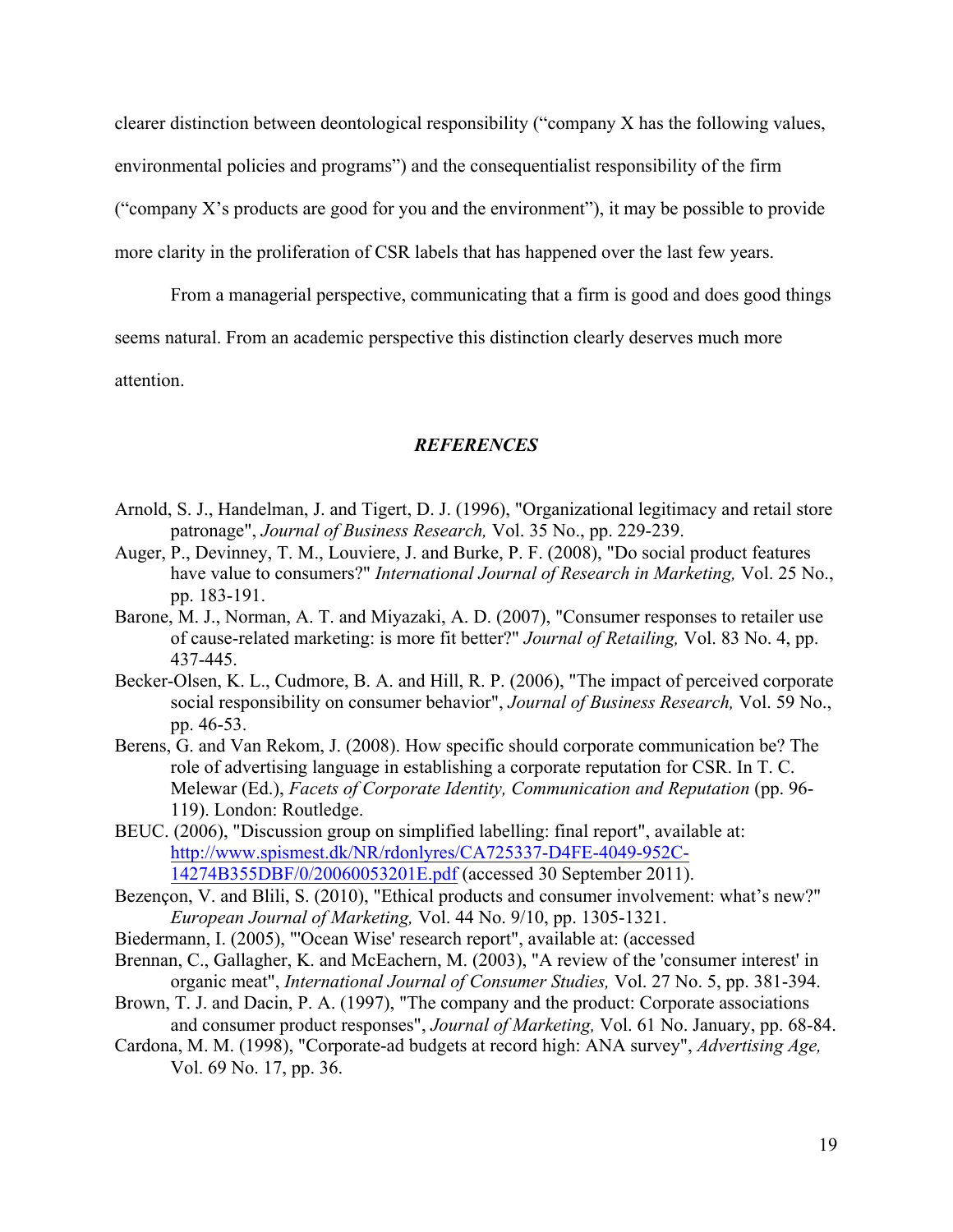clearer distinction between deontological responsibility ("company X has the following values, environmental policies and programs") and the consequentialist responsibility of the firm ("company X's products are good for you and the environment"), it may be possible to provide more clarity in the proliferation of CSR labels that has happened over the last few years.

From a managerial perspective, communicating that a firm is good and does good things seems natural. From an academic perspective this distinction clearly deserves much more attention.

## *REFERENCES*

Arnold, S. J., Handelman, J. and Tigert, D. J. (1996), "Organizational legitimacy and retail store patronage", *Journal of Business Research,* Vol. 35 No., pp. 229-239.

Auger, P., Devinney, T. M., Louviere, J. and Burke, P. F. (2008), "Do social product features have value to consumers?" *International Journal of Research in Marketing,* Vol. 25 No., pp. 183-191.

Barone, M. J., Norman, A. T. and Miyazaki, A. D. (2007), "Consumer responses to retailer use of cause-related marketing: is more fit better?" *Journal of Retailing,* Vol. 83 No. 4, pp. 437-445.

Becker-Olsen, K. L., Cudmore, B. A. and Hill, R. P. (2006), "The impact of perceived corporate social responsibility on consumer behavior", *Journal of Business Research,* Vol. 59 No., pp. 46-53.

Berens, G. and Van Rekom, J. (2008). How specific should corporate communication be? The role of advertising language in establishing a corporate reputation for CSR. In T. C. Melewar (Ed.), *Facets of Corporate Identity, Communication and Reputation* (pp. 96-119). London: Routledge.

BEUC. (2006), "Discussion group on simplified labelling: final report", available at: http://www.spismest.dk/NR/rdonlyres/CA725337-D4FE-4049-952C-14274B355DBF/0/20060053201E.pdf (accessed 30 September 2011).

Bezençon, V. and Blili, S. (2010), "Ethical products and consumer involvement: what's new?" *European Journal of Marketing,* Vol. 44 No. 9/10, pp. 1305-1321.

Biedermann, I. (2005), "'Ocean Wise' research report", available at: (accessed

Brennan, C., Gallagher, K. and McEachern, M. (2003), "A review of the 'consumer interest' in organic meat", *International Journal of Consumer Studies,* Vol. 27 No. 5, pp. 381-394.

Brown, T. J. and Dacin, P. A. (1997), "The company and the product: Corporate associations and consumer product responses", *Journal of Marketing,* Vol. 61 No. January, pp. 68-84.

Cardona, M. M. (1998), "Corporate-ad budgets at record high: ANA survey", *Advertising Age,* Vol. 69 No. 17, pp. 36.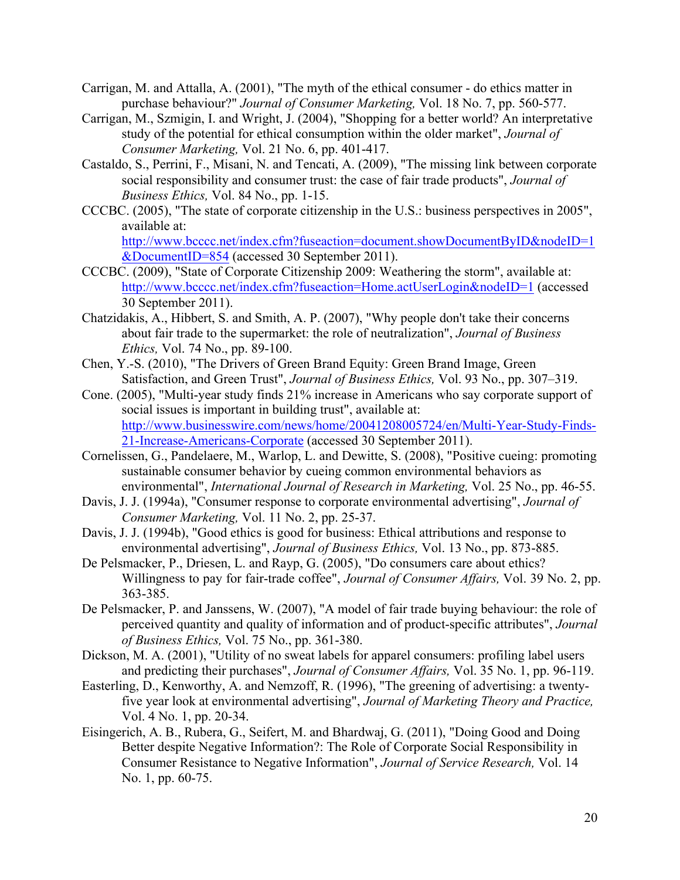Carrigan, M. and Attalla, A. (2001), "The myth of the ethical consumer - do ethics matter in purchase behaviour?" *Journal of Consumer Marketing,* Vol. 18 No. 7, pp. 560-577.

Carrigan, M., Szmigin, I. and Wright, J. (2004), "Shopping for a better world? An interpretative study of the potential for ethical consumption within the older market", *Journal of Consumer Marketing,* Vol. 21 No. 6, pp. 401-417.

Castaldo, S., Perrini, F., Misani, N. and Tencati, A. (2009), "The missing link between corporate social responsibility and consumer trust: the case of fair trade products", *Journal of Business Ethics,* Vol. 84 No., pp. 1-15.

CCCBC. (2005), "The state of corporate citizenship in the U.S.: business perspectives in 2005", available at: [http://www.bcccc.net/index.cfm?fuseaction=document.showDocumentByID&nodeID=1&DocumentID=854](http://www.bcccc.net/index.cfm?fuseaction=document.showDocumentByID&nodeID=1&DocumentID=854) (accessed 30 September 2011).

CCCBC. (2009), "State of Corporate Citizenship 2009: Weathering the storm", available at: [http://www.bcccc.net/index.cfm?fuseaction=Home.actUserLogin&nodeID=1](http://www.bcccc.net/index.cfm?fuseaction=Home.actUserLogin&nodeID=1) (accessed 30 September 2011).

Chatzidakis, A., Hibbert, S. and Smith, A. P. (2007), "Why people don't take their concerns about fair trade to the supermarket: the role of neutralization", *Journal of Business Ethics,* Vol. 74 No., pp. 89-100.

Chen, Y.-S. (2010), "The Drivers of Green Brand Equity: Green Brand Image, Green Satisfaction, and Green Trust", *Journal of Business Ethics,* Vol. 93 No., pp. 307–319.

Cone. (2005), "Multi-year study finds 21% increase in Americans who say corporate support of social issues is important in building trust", available at: [http://www.businesswire.com/news/home/20041208005724/en/Multi-Year-Study-Finds-21-Increase-Americans-Corporate](http://www.businesswire.com/news/home/20041208005724/en/Multi-Year-Study-Finds-21-Increase-Americans-Corporate) (accessed 30 September 2011).

Cornelissen, G., Pandelaere, M., Warlop, L. and Dewitte, S. (2008), "Positive cueing: promoting sustainable consumer behavior by cueing common environmental behaviors as environmental", *International Journal of Research in Marketing,* Vol. 25 No., pp. 46-55.

Davis, J. J. (1994a), "Consumer response to corporate environmental advertising", *Journal of Consumer Marketing,* Vol. 11 No. 2, pp. 25-37.

Davis, J. J. (1994b), "Good ethics is good for business: Ethical attributions and response to environmental advertising", *Journal of Business Ethics,* Vol. 13 No., pp. 873-885.

De Pelsmacker, P., Driesen, L. and Rayp, G. (2005), "Do consumers care about ethics? Willingness to pay for fair-trade coffee", *Journal of Consumer Affairs,* Vol. 39 No. 2, pp. 363-385.

De Pelsmacker, P. and Janssens, W. (2007), "A model of fair trade buying behaviour: the role of perceived quantity and quality of information and of product-specific attributes", *Journal of Business Ethics,* Vol. 75 No., pp. 361-380.

Dickson, M. A. (2001), "Utility of no sweat labels for apparel consumers: profiling label users and predicting their purchases", *Journal of Consumer Affairs,* Vol. 35 No. 1, pp. 96-119.

Easterling, D., Kenworthy, A. and Nemzoff, R. (1996), "The greening of advertising: a twenty-five year look at environmental advertising", *Journal of Marketing Theory and Practice,* Vol. 4 No. 1, pp. 20-34.

Eisingerich, A. B., Rubera, G., Seifert, M. and Bhardwaj, G. (2011), "Doing Good and Doing Better despite Negative Information?: The Role of Corporate Social Responsibility in Consumer Resistance to Negative Information", *Journal of Service Research,* Vol. 14 No. 1, pp. 60-75.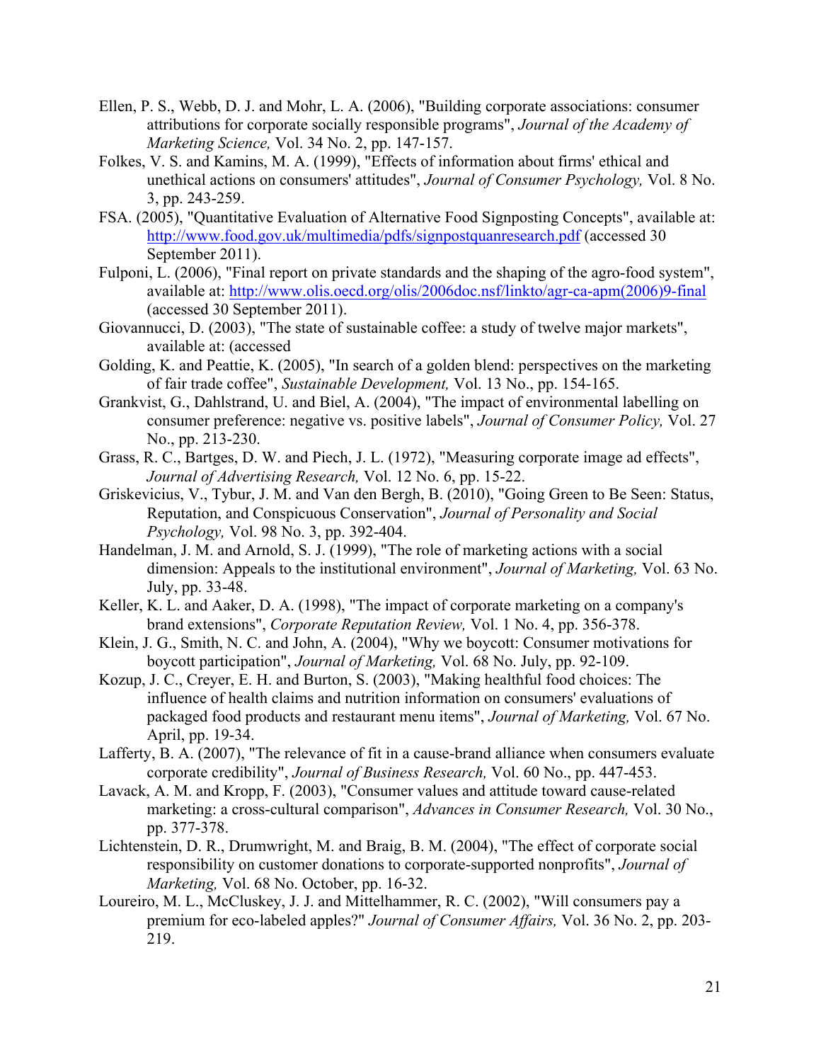Ellen, P. S., Webb, D. J. and Mohr, L. A. (2006), "Building corporate associations: consumer attributions for corporate socially responsible programs", *Journal of the Academy of Marketing Science,* Vol. 34 No. 2, pp. 147-157.

Folkes, V. S. and Kamins, M. A. (1999), "Effects of information about firms' ethical and unethical actions on consumers' attitudes", *Journal of Consumer Psychology,* Vol. 8 No. 3, pp. 243-259.

FSA. (2005), "Quantitative Evaluation of Alternative Food Signposting Concepts", available at: http://www.food.gov.uk/multimedia/pdfs/signpostquanresearch.pdf (accessed 30 September 2011).

Fulponi, L. (2006), "Final report on private standards and the shaping of the agro-food system", available at: http://www.olis.oecd.org/olis/2006doc.nsf/linkto/agr-ca-apm(2006)9-final (accessed 30 September 2011).

Giovannucci, D. (2003), "The state of sustainable coffee: a study of twelve major markets", available at: (accessed

Golding, K. and Peattie, K. (2005), "In search of a golden blend: perspectives on the marketing of fair trade coffee", *Sustainable Development,* Vol. 13 No., pp. 154-165.

Grankvist, G., Dahlstrand, U. and Biel, A. (2004), "The impact of environmental labelling on consumer preference: negative vs. positive labels", *Journal of Consumer Policy,* Vol. 27 No., pp. 213-230.

Grass, R. C., Bartges, D. W. and Piech, J. L. (1972), "Measuring corporate image ad effects", *Journal of Advertising Research,* Vol. 12 No. 6, pp. 15-22.

Griskevicius, V., Tybur, J. M. and Van den Bergh, B. (2010), "Going Green to Be Seen: Status, Reputation, and Conspicuous Conservation", *Journal of Personality and Social Psychology,* Vol. 98 No. 3, pp. 392-404.

Handelman, J. M. and Arnold, S. J. (1999), "The role of marketing actions with a social dimension: Appeals to the institutional environment", *Journal of Marketing,* Vol. 63 No. July, pp. 33-48.

Keller, K. L. and Aaker, D. A. (1998), "The impact of corporate marketing on a company's brand extensions", *Corporate Reputation Review,* Vol. 1 No. 4, pp. 356-378.

Klein, J. G., Smith, N. C. and John, A. (2004), "Why we boycott: Consumer motivations for boycott participation", *Journal of Marketing,* Vol. 68 No. July, pp. 92-109.

Kozup, J. C., Creyer, E. H. and Burton, S. (2003), "Making healthful food choices: The influence of health claims and nutrition information on consumers' evaluations of packaged food products and restaurant menu items", *Journal of Marketing,* Vol. 67 No. April, pp. 19-34.

Lafferty, B. A. (2007), "The relevance of fit in a cause-brand alliance when consumers evaluate corporate credibility", *Journal of Business Research,* Vol. 60 No., pp. 447-453.

Lavack, A. M. and Kropp, F. (2003), "Consumer values and attitude toward cause-related marketing: a cross-cultural comparison", *Advances in Consumer Research,* Vol. 30 No., pp. 377-378.

Lichtenstein, D. R., Drumwright, M. and Braig, B. M. (2004), "The effect of corporate social responsibility on customer donations to corporate-supported nonprofits", *Journal of Marketing,* Vol. 68 No. October, pp. 16-32.

Loureiro, M. L., McCluskey, J. J. and Mittelhammer, R. C. (2002), "Will consumers pay a premium for eco-labeled apples?" *Journal of Consumer Affairs,* Vol. 36 No. 2, pp. 203-219.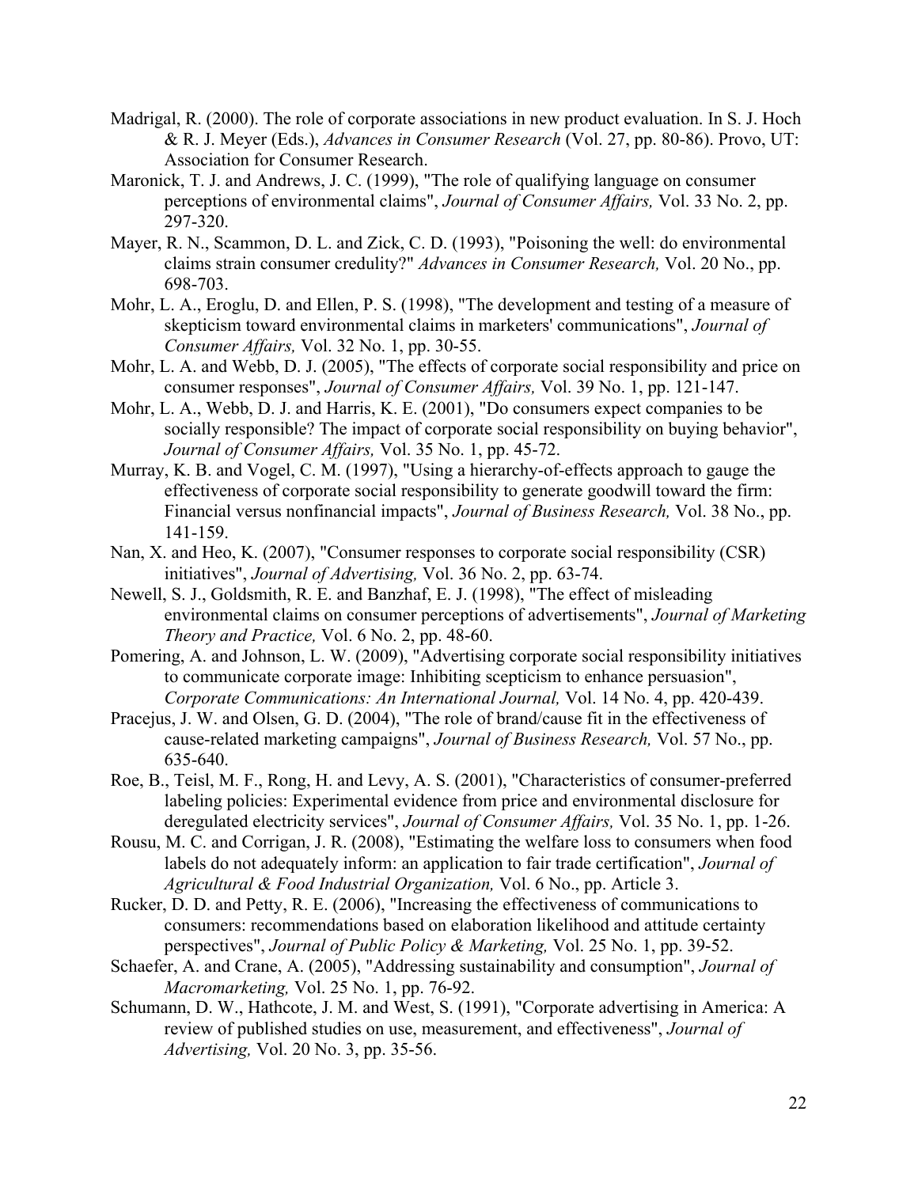Madrigal, R. (2000). The role of corporate associations in new product evaluation. In S. J. Hoch & R. J. Meyer (Eds.), *Advances in Consumer Research* (Vol. 27, pp. 80-86). Provo, UT: Association for Consumer Research.

Maronick, T. J. and Andrews, J. C. (1999), "The role of qualifying language on consumer perceptions of environmental claims", *Journal of Consumer Affairs,* Vol. 33 No. 2, pp. 297-320.

Mayer, R. N., Scammon, D. L. and Zick, C. D. (1993), "Poisoning the well: do environmental claims strain consumer credulity?" *Advances in Consumer Research,* Vol. 20 No., pp. 698-703.

Mohr, L. A., Eroglu, D. and Ellen, P. S. (1998), "The development and testing of a measure of skepticism toward environmental claims in marketers' communications", *Journal of Consumer Affairs,* Vol. 32 No. 1, pp. 30-55.

Mohr, L. A. and Webb, D. J. (2005), "The effects of corporate social responsibility and price on consumer responses", *Journal of Consumer Affairs,* Vol. 39 No. 1, pp. 121-147.

Mohr, L. A., Webb, D. J. and Harris, K. E. (2001), "Do consumers expect companies to be socially responsible? The impact of corporate social responsibility on buying behavior", *Journal of Consumer Affairs,* Vol. 35 No. 1, pp. 45-72.

Murray, K. B. and Vogel, C. M. (1997), "Using a hierarchy-of-effects approach to gauge the effectiveness of corporate social responsibility to generate goodwill toward the firm: Financial versus nonfinancial impacts", *Journal of Business Research,* Vol. 38 No., pp. 141-159.

Nan, X. and Heo, K. (2007), "Consumer responses to corporate social responsibility (CSR) initiatives", *Journal of Advertising,* Vol. 36 No. 2, pp. 63-74.

Newell, S. J., Goldsmith, R. E. and Banzhaf, E. J. (1998), "The effect of misleading environmental claims on consumer perceptions of advertisements", *Journal of Marketing Theory and Practice,* Vol. 6 No. 2, pp. 48-60.

Pomering, A. and Johnson, L. W. (2009), "Advertising corporate social responsibility initiatives to communicate corporate image: Inhibiting scepticism to enhance persuasion", *Corporate Communications: An International Journal,* Vol. 14 No. 4, pp. 420-439.

Pracejus, J. W. and Olsen, G. D. (2004), "The role of brand/cause fit in the effectiveness of cause-related marketing campaigns", *Journal of Business Research,* Vol. 57 No., pp. 635-640.

Roe, B., Teisl, M. F., Rong, H. and Levy, A. S. (2001), "Characteristics of consumer-preferred labeling policies: Experimental evidence from price and environmental disclosure for deregulated electricity services", *Journal of Consumer Affairs,* Vol. 35 No. 1, pp. 1-26.

Rousu, M. C. and Corrigan, J. R. (2008), "Estimating the welfare loss to consumers when food labels do not adequately inform: an application to fair trade certification", *Journal of Agricultural & Food Industrial Organization,* Vol. 6 No., pp. Article 3.

Rucker, D. D. and Petty, R. E. (2006), "Increasing the effectiveness of communications to consumers: recommendations based on elaboration likelihood and attitude certainty perspectives", *Journal of Public Policy & Marketing,* Vol. 25 No. 1, pp. 39-52.

Schaefer, A. and Crane, A. (2005), "Addressing sustainability and consumption", *Journal of Macromarketing,* Vol. 25 No. 1, pp. 76-92.

Schumann, D. W., Hathcote, J. M. and West, S. (1991), "Corporate advertising in America: A review of published studies on use, measurement, and effectiveness", *Journal of Advertising,* Vol. 20 No. 3, pp. 35-56.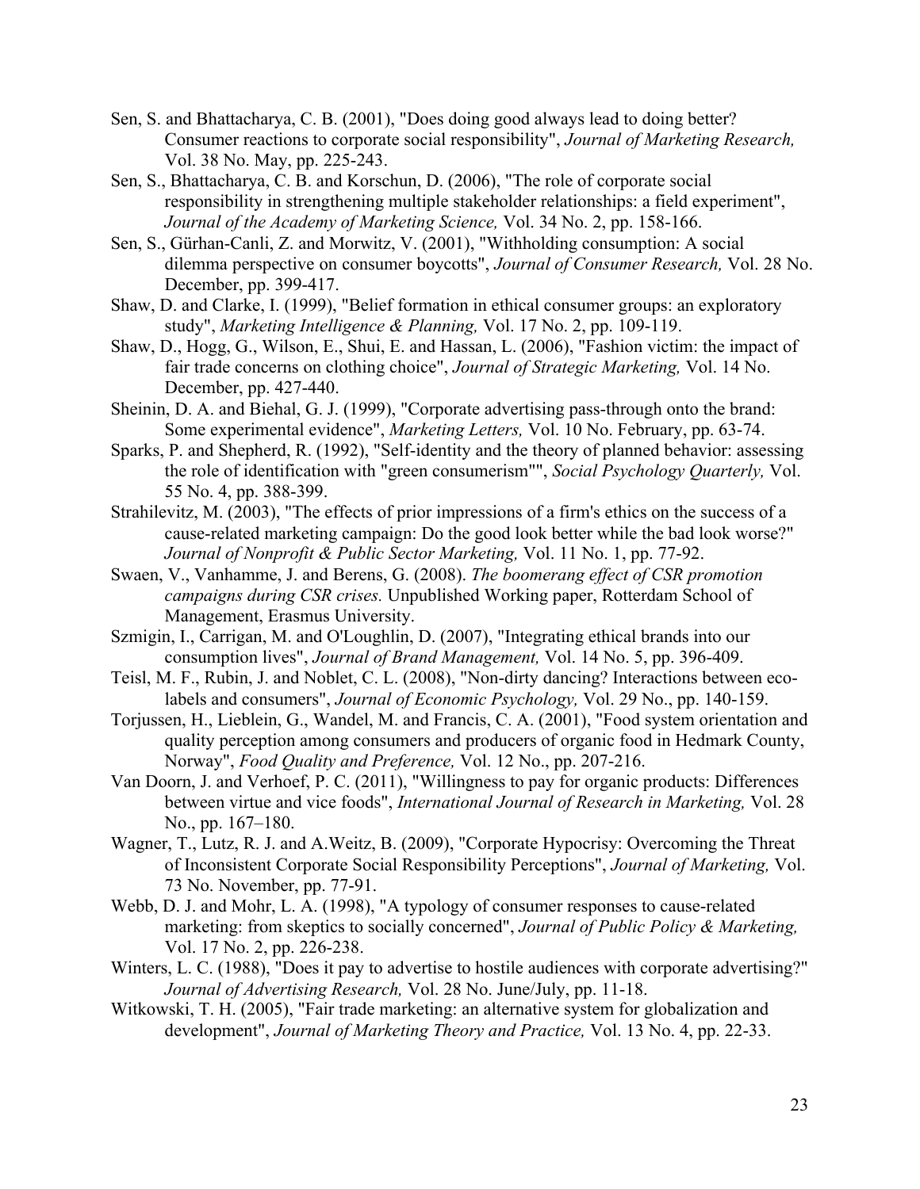Sen, S. and Bhattacharya, C. B. (2001), "Does doing good always lead to doing better? Consumer reactions to corporate social responsibility", *Journal of Marketing Research,* Vol. 38 No. May, pp. 225-243.

Sen, S., Bhattacharya, C. B. and Korschun, D. (2006), "The role of corporate social responsibility in strengthening multiple stakeholder relationships: a field experiment", *Journal of the Academy of Marketing Science,* Vol. 34 No. 2, pp. 158-166.

Sen, S., Gürhan-Canli, Z. and Morwitz, V. (2001), "Withholding consumption: A social dilemma perspective on consumer boycotts", *Journal of Consumer Research,* Vol. 28 No. December, pp. 399-417.

Shaw, D. and Clarke, I. (1999), "Belief formation in ethical consumer groups: an exploratory study", *Marketing Intelligence & Planning,* Vol. 17 No. 2, pp. 109-119.

Shaw, D., Hogg, G., Wilson, E., Shui, E. and Hassan, L. (2006), "Fashion victim: the impact of fair trade concerns on clothing choice", *Journal of Strategic Marketing,* Vol. 14 No. December, pp. 427-440.

Sheinin, D. A. and Biehal, G. J. (1999), "Corporate advertising pass-through onto the brand: Some experimental evidence", *Marketing Letters,* Vol. 10 No. February, pp. 63-74.

Sparks, P. and Shepherd, R. (1992), "Self-identity and the theory of planned behavior: assessing the role of identification with "green consumerism"", *Social Psychology Quarterly,* Vol. 55 No. 4, pp. 388-399.

Strahilevitz, M. (2003), "The effects of prior impressions of a firm's ethics on the success of a cause-related marketing campaign: Do the good look better while the bad look worse?" *Journal of Nonprofit & Public Sector Marketing,* Vol. 11 No. 1, pp. 77-92.

Swaen, V., Vanhamme, J. and Berens, G. (2008). *The boomerang effect of CSR promotion campaigns during CSR crises.* Unpublished Working paper, Rotterdam School of Management, Erasmus University.

Szmigin, I., Carrigan, M. and O'Loughlin, D. (2007), "Integrating ethical brands into our consumption lives", *Journal of Brand Management,* Vol. 14 No. 5, pp. 396-409.

Teisl, M. F., Rubin, J. and Noblet, C. L. (2008), "Non-dirty dancing? Interactions between eco-labels and consumers", *Journal of Economic Psychology,* Vol. 29 No., pp. 140-159.

Torjussen, H., Lieblein, G., Wandel, M. and Francis, C. A. (2001), "Food system orientation and quality perception among consumers and producers of organic food in Hedmark County, Norway", *Food Quality and Preference,* Vol. 12 No., pp. 207-216.

Van Doorn, J. and Verhoef, P. C. (2011), "Willingness to pay for organic products: Differences between virtue and vice foods", *International Journal of Research in Marketing,* Vol. 28 No., pp. 167–180.

Wagner, T., Lutz, R. J. and A.Weitz, B. (2009), "Corporate Hypocrisy: Overcoming the Threat of Inconsistent Corporate Social Responsibility Perceptions", *Journal of Marketing,* Vol. 73 No. November, pp. 77-91.

Webb, D. J. and Mohr, L. A. (1998), "A typology of consumer responses to cause-related marketing: from skeptics to socially concerned", *Journal of Public Policy & Marketing,* Vol. 17 No. 2, pp. 226-238.

Winters, L. C. (1988), "Does it pay to advertise to hostile audiences with corporate advertising?" *Journal of Advertising Research,* Vol. 28 No. June/July, pp. 11-18.

Witkowski, T. H. (2005), "Fair trade marketing: an alternative system for globalization and development", *Journal of Marketing Theory and Practice,* Vol. 13 No. 4, pp. 22-33.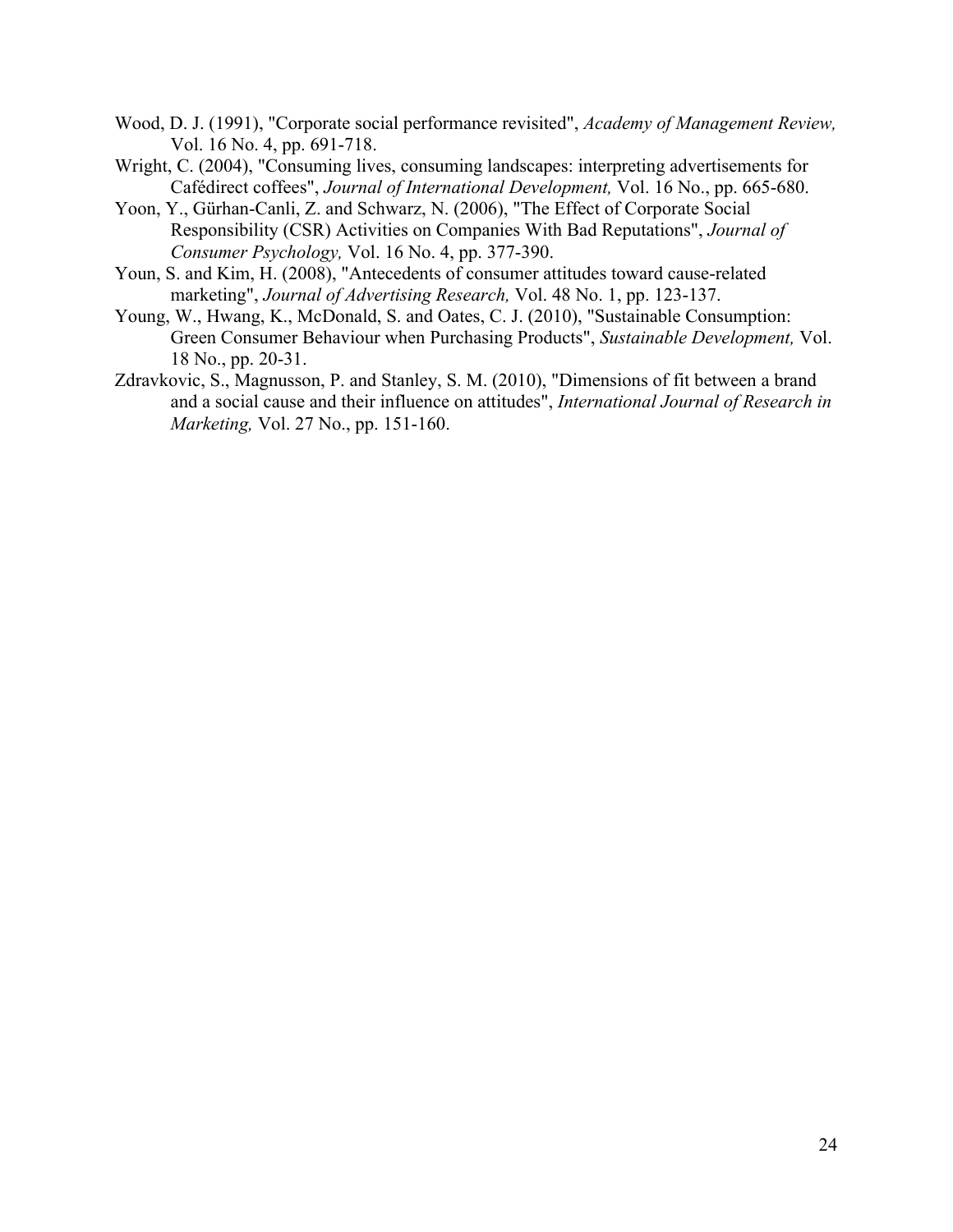Wood, D. J. (1991), "Corporate social performance revisited", *Academy of Management Review,* Vol. 16 No. 4, pp. 691-718.

Wright, C. (2004), "Consuming lives, consuming landscapes: interpreting advertisements for Cafédirect coffees", *Journal of International Development,* Vol. 16 No., pp. 665-680.

Yoon, Y., Gürhan-Canli, Z. and Schwarz, N. (2006), "The Effect of Corporate Social Responsibility (CSR) Activities on Companies With Bad Reputations", *Journal of Consumer Psychology,* Vol. 16 No. 4, pp. 377-390.

Youn, S. and Kim, H. (2008), "Antecedents of consumer attitudes toward cause-related marketing", *Journal of Advertising Research,* Vol. 48 No. 1, pp. 123-137.

Young, W., Hwang, K., McDonald, S. and Oates, C. J. (2010), "Sustainable Consumption: Green Consumer Behaviour when Purchasing Products", *Sustainable Development,* Vol. 18 No., pp. 20-31.

Zdravkovic, S., Magnusson, P. and Stanley, S. M. (2010), "Dimensions of fit between a brand and a social cause and their influence on attitudes", *International Journal of Research in Marketing,* Vol. 27 No., pp. 151-160.